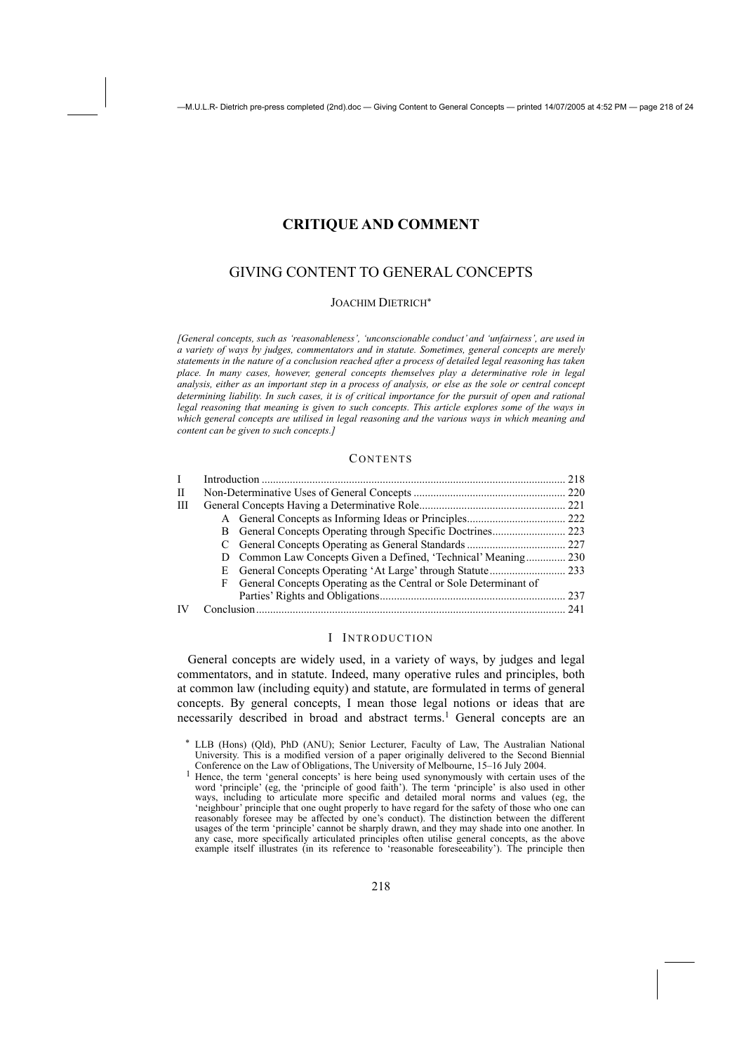# CRITIQUE AND COMMENT

## GIVING CONTENT TO GENERAL CONCEPTS

JOACHIM DIETRICH*

*[General concepts, such as 'reasonableness', 'unconscionable conduct' and 'unfairness', are used in a variety of ways by judges, commentators and in statute. Sometimes, general concepts are merely statements in the nature of a conclusion reached after a process of detailed legal reasoning has taken place. In many cases, however, general concepts themselves play a determinative role in legal analysis, either as an important step in a process of analysis, or else as the sole or central concept determining liability. In such cases, it is of critical importance for the pursuit of open and rational legal reasoning that meaning is given to such concepts. This article explores some of the ways in which general concepts are utilised in legal reasoning and the various ways in which meaning and content can be given to such concepts.]*

### CONTENTS

| | | Page |
|---|---|---|
| I | Introduction | 218 |
| II | Non-Determinative Uses of General Concepts | 220 |
| III | General Concepts Having a Determinative Role | 221 |
| | A General Concepts as Informing Ideas or Principles | 222 |
| | B General Concepts Operating through Specific Doctrines | 223 |
| | C General Concepts Operating as General Standards | 227 |
| | D Common Law Concepts Given a Defined, 'Technical' Meaning | 230 |
| | E General Concepts Operating 'At Large' through Statute | 233 |
| | F General Concepts Operating as the Central or Sole Determinant of Parties' Rights and Obligations | 237 |
| IV | Conclusion | 241 |

### I INTRODUCTION

General concepts are widely used, in a variety of ways, by judges and legal commentators, and in statute. Indeed, many operative rules and principles, both at common law (including equity) and statute, are formulated in terms of general concepts. By general concepts, I mean those legal notions or ideas that are necessarily described in broad and abstract terms.[1] General concepts are an

---

\* LLB (Hons) (Qld), PhD (ANU); Senior Lecturer, Faculty of Law, The Australian National University. This is a modified version of a paper originally delivered to the Second Biennial Conference on the Law of Obligations, The University of Melbourne, 15–16 July 2004.

[1] Hence, the term 'general concepts' is here being used synonymously with certain uses of the word 'principle' (eg, the 'principle of good faith'). The term 'principle' is also used in other ways, including to articulate more specific and detailed moral norms and values (eg, the 'neighbour' principle that one ought properly to have regard for the safety of those who one can reasonably foresee may be affected by one's conduct). The distinction between the different usages of the term 'principle' cannot be sharply drawn, and they may shade into one another. In any case, more specifically articulated principles often utilise general concepts, as the above example itself illustrates (in its reference to 'reasonable foreseeability'). The principle then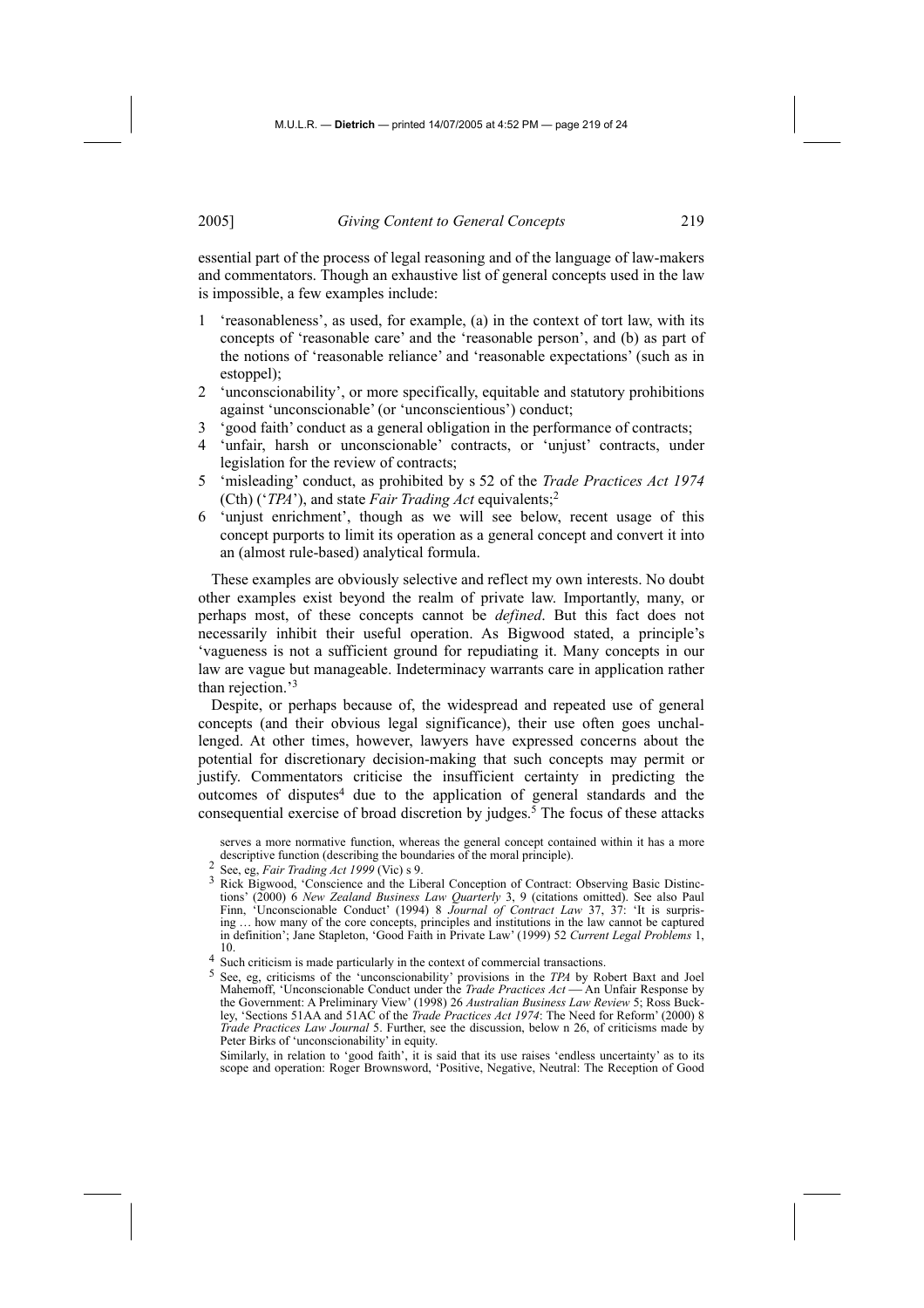essential part of the process of legal reasoning and of the language of law-makers and commentators. Though an exhaustive list of general concepts used in the law is impossible, a few examples include:

1 'reasonableness', as used, for example, (a) in the context of tort law, with its concepts of 'reasonable care' and the 'reasonable person', and (b) as part of the notions of 'reasonable reliance' and 'reasonable expectations' (such as in estoppel);
2 'unconscionability', or more specifically, equitable and statutory prohibitions against 'unconscionable' (or 'unconscientious') conduct;
3 'good faith' conduct as a general obligation in the performance of contracts;
4 'unfair, harsh or unconscionable' contracts, or 'unjust' contracts, under legislation for the review of contracts;
5 'misleading' conduct, as prohibited by s 52 of the *Trade Practices Act 1974* (Cth) ('*TPA*'), and state *Fair Trading Act* equivalents;[2]
6 'unjust enrichment', though as we will see below, recent usage of this concept purports to limit its operation as a general concept and convert it into an (almost rule-based) analytical formula.

These examples are obviously selective and reflect my own interests. No doubt other examples exist beyond the realm of private law. Importantly, many, or perhaps most, of these concepts cannot be *defined*. But this fact does not necessarily inhibit their useful operation. As Bigwood stated, a principle's 'vagueness is not a sufficient ground for repudiating it. Many concepts in our law are vague but manageable. Indeterminacy warrants care in application rather than rejection.'[3]

Despite, or perhaps because of, the widespread and repeated use of general concepts (and their obvious legal significance), their use often goes unchallenged. At other times, however, lawyers have expressed concerns about the potential for discretionary decision-making that such concepts may permit or justify. Commentators criticise the insufficient certainty in predicting the outcomes of disputes[4] due to the application of general standards and the consequential exercise of broad discretion by judges.[5] The focus of these attacks

serves a more normative function, whereas the general concept contained within it has a more descriptive function (describing the boundaries of the moral principle).

[2] See, eg, *Fair Trading Act 1999* (Vic) s 9.

[3] Rick Bigwood, 'Conscience and the Liberal Conception of Contract: Observing Basic Distinctions' (2000) 6 *New Zealand Business Law Quarterly* 3, 9 (citations omitted). See also Paul Finn, 'Unconscionable Conduct' (1994) 8 *Journal of Contract Law* 37, 37: 'It is surprising … how many of the core concepts, principles and institutions in the law cannot be captured in definition'; Jane Stapleton, 'Good Faith in Private Law' (1999) 52 *Current Legal Problems* 1, 10.

[4] Such criticism is made particularly in the context of commercial transactions.

[5] See, eg, criticisms of the 'unconscionability' provisions in the *TPA* by Robert Baxt and Joel Mahemoff, 'Unconscionable Conduct under the *Trade Practices Act* — An Unfair Response by the Government: A Preliminary View' (1998) 26 *Australian Business Law Review* 5; Ross Buckley, 'Sections 51AA and 51AC of the *Trade Practices Act 1974*: The Need for Reform' (2000) 8 *Trade Practices Law Journal* 5. Further, see the discussion, below n 26, of criticisms made by Peter Birks of 'unconscionability' in equity.

Similarly, in relation to 'good faith', it is said that its use raises 'endless uncertainty' as to its scope and operation: Roger Brownsword, 'Positive, Negative, Neutral: The Reception of Good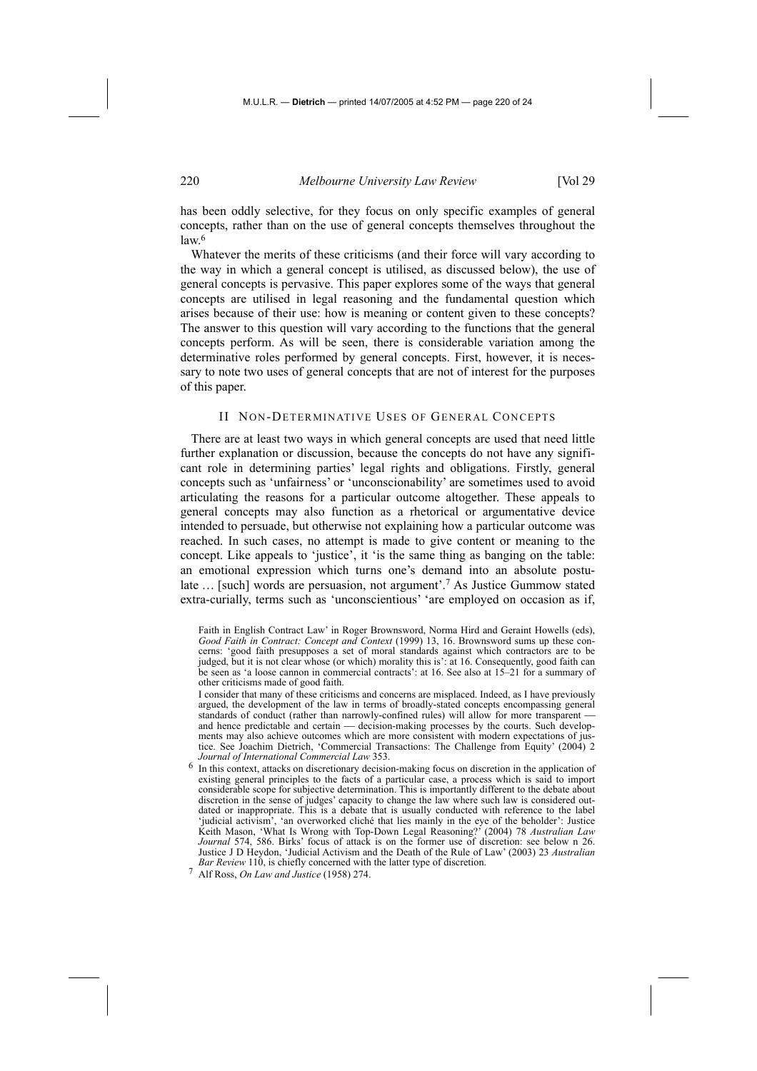has been oddly selective, for they focus on only specific examples of general concepts, rather than on the use of general concepts themselves throughout the law.[6]

Whatever the merits of these criticisms (and their force will vary according to the way in which a general concept is utilised, as discussed below), the use of general concepts is pervasive. This paper explores some of the ways that general concepts are utilised in legal reasoning and the fundamental question which arises because of their use: how is meaning or content given to these concepts? The answer to this question will vary according to the functions that the general concepts perform. As will be seen, there is considerable variation among the determinative roles performed by general concepts. First, however, it is necessary to note two uses of general concepts that are not of interest for the purposes of this paper.

## II Non-Determinative Uses of General Concepts

There are at least two ways in which general concepts are used that need little further explanation or discussion, because the concepts do not have any significant role in determining parties' legal rights and obligations. Firstly, general concepts such as 'unfairness' or 'unconscionability' are sometimes used to avoid articulating the reasons for a particular outcome altogether. These appeals to general concepts may also function as a rhetorical or argumentative device intended to persuade, but otherwise not explaining how a particular outcome was reached. In such cases, no attempt is made to give content or meaning to the concept. Like appeals to 'justice', it 'is the same thing as banging on the table: an emotional expression which turns one's demand into an absolute postulate … [such] words are persuasion, not argument'.[7] As Justice Gummow stated extra-curially, terms such as 'unconscientious' 'are employed on occasion as if,

---

Faith in English Contract Law' in Roger Brownsword, Norma Hird and Geraint Howells (eds), *Good Faith in Contract: Concept and Context* (1999) 13, 16. Brownsword sums up these concerns: 'good faith presupposes a set of moral standards against which contractors are to be judged, but it is not clear whose (or which) morality this is': at 16. Consequently, good faith can be seen as 'a loose cannon in commercial contracts': at 16. See also at 15–21 for a summary of other criticisms made of good faith.

I consider that many of these criticisms and concerns are misplaced. Indeed, as I have previously argued, the development of the law in terms of broadly-stated concepts encompassing general standards of conduct (rather than narrowly-confined rules) will allow for more transparent — and hence predictable and certain — decision-making processes by the courts. Such developments may also achieve outcomes which are more consistent with modern expectations of justice. See Joachim Dietrich, 'Commercial Transactions: The Challenge from Equity' (2004) 2 *Journal of International Commercial Law* 353.

[6] In this context, attacks on discretionary decision-making focus on discretion in the application of existing general principles to the facts of a particular case, a process which is said to import considerable scope for subjective determination. This is importantly different to the debate about discretion in the sense of judges' capacity to change the law where such law is considered outdated or inappropriate. This is a debate that is usually conducted with reference to the label 'judicial activism', 'an overworked cliché that lies mainly in the eye of the beholder': Justice Keith Mason, 'What Is Wrong with Top-Down Legal Reasoning?' (2004) 78 *Australian Law Journal* 574, 586. Birks' focus of attack is on the former use of discretion: see below n 26. Justice J D Heydon, 'Judicial Activism and the Death of the Rule of Law' (2003) 23 *Australian Bar Review* 110, is chiefly concerned with the latter type of discretion.

[7] Alf Ross, *On Law and Justice* (1958) 274.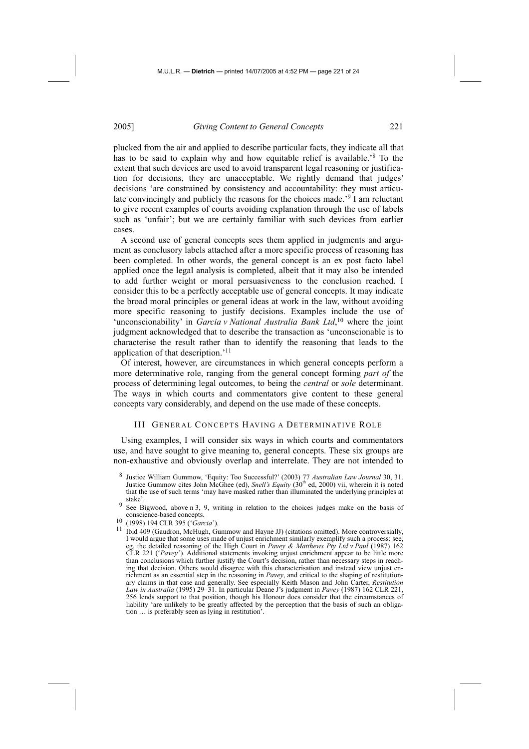plucked from the air and applied to describe particular facts, they indicate all that has to be said to explain why and how equitable relief is available.'[8] To the extent that such devices are used to avoid transparent legal reasoning or justification for decisions, they are unacceptable. We rightly demand that judges' decisions 'are constrained by consistency and accountability: they must articulate convincingly and publicly the reasons for the choices made.'[9] I am reluctant to give recent examples of courts avoiding explanation through the use of labels such as 'unfair'; but we are certainly familiar with such devices from earlier cases.

A second use of general concepts sees them applied in judgments and argument as conclusory labels attached after a more specific process of reasoning has been completed. In other words, the general concept is an ex post facto label applied once the legal analysis is completed, albeit that it may also be intended to add further weight or moral persuasiveness to the conclusion reached. I consider this to be a perfectly acceptable use of general concepts. It may indicate the broad moral principles or general ideas at work in the law, without avoiding more specific reasoning to justify decisions. Examples include the use of 'unconscionability' in *Garcia v National Australia Bank Ltd*,[10] where the joint judgment acknowledged that to describe the transaction as 'unconscionable is to characterise the result rather than to identify the reasoning that leads to the application of that description.'[11]

Of interest, however, are circumstances in which general concepts perform a more determinative role, ranging from the general concept forming *part of* the process of determining legal outcomes, to being the *central* or *sole* determinant. The ways in which courts and commentators give content to these general concepts vary considerably, and depend on the use made of these concepts.

## III GENERAL CONCEPTS HAVING A DETERMINATIVE ROLE

Using examples, I will consider six ways in which courts and commentators use, and have sought to give meaning to, general concepts. These six groups are non-exhaustive and obviously overlap and interrelate. They are not intended to

---

[8] Justice William Gummow, 'Equity: Too Successful?' (2003) 77 *Australian Law Journal* 30, 31. Justice Gummow cites John McGhee (ed), *Snell's Equity* (30th ed, 2000) vii, wherein it is noted that the use of such terms 'may have masked rather than illuminated the underlying principles at stake'.

[9] See Bigwood, above n 3, 9, writing in relation to the choices judges make on the basis of conscience-based concepts.

[10] (1998) 194 CLR 395 ('*Garcia*').

[11] Ibid 409 (Gaudron, McHugh, Gummow and Hayne JJ) (citations omitted). More controversially, I would argue that some uses made of unjust enrichment similarly exemplify such a process: see, eg, the detailed reasoning of the High Court in *Pavey & Matthews Pty Ltd v Paul* (1987) 162 CLR 221 ('*Pavey*'). Additional statements invoking unjust enrichment appear to be little more than conclusions which further justify the Court's decision, rather than necessary steps in reaching that decision. Others would disagree with this characterisation and instead view unjust enrichment as an essential step in the reasoning in *Pavey*, and critical to the shaping of restitutionary claims in that case and generally. See especially Keith Mason and John Carter, *Restitution Law in Australia* (1995) 29–31. In particular Deane J's judgment in *Pavey* (1987) 162 CLR 221, 256 lends support to that position, though his Honour does consider that the circumstances of liability 'are unlikely to be greatly affected by the perception that the basis of such an obligation … is preferably seen as lying in restitution'.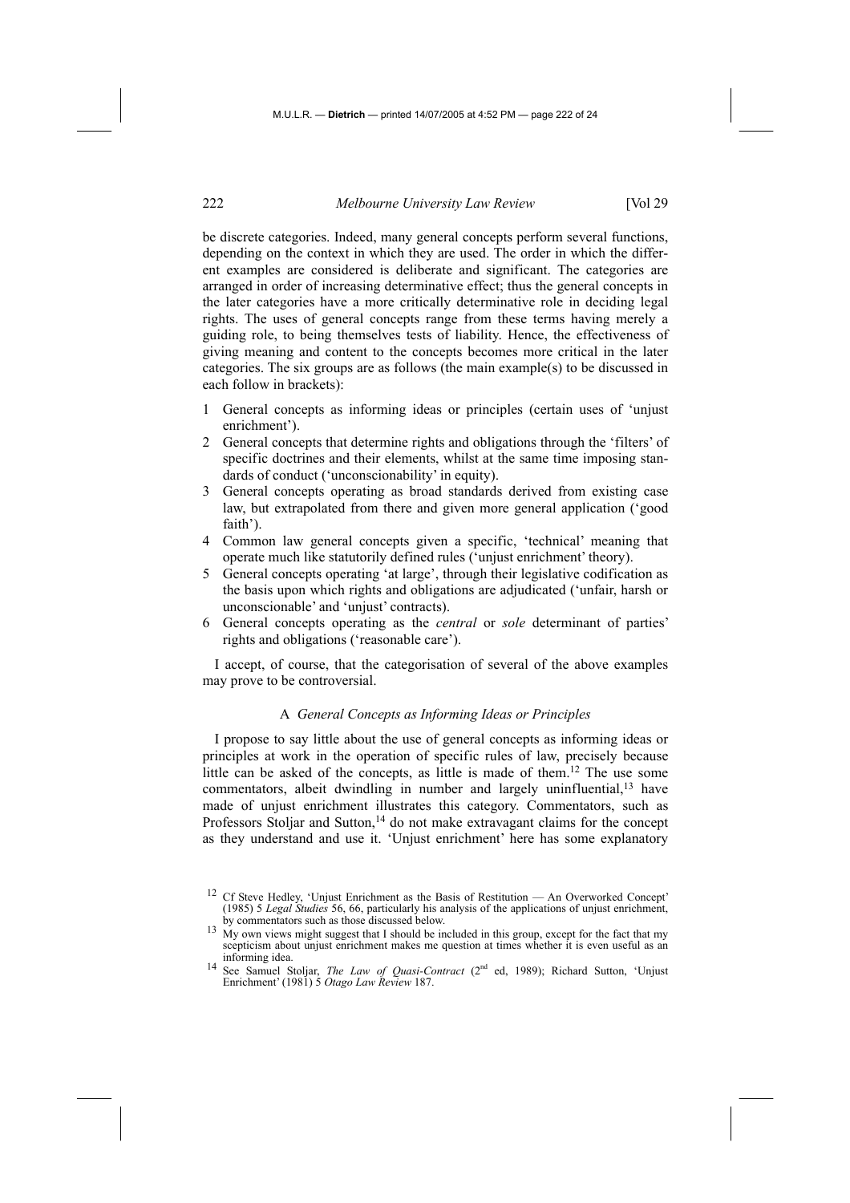be discrete categories. Indeed, many general concepts perform several functions, depending on the context in which they are used. The order in which the different examples are considered is deliberate and significant. The categories are arranged in order of increasing determinative effect; thus the general concepts in the later categories have a more critically determinative role in deciding legal rights. The uses of general concepts range from these terms having merely a guiding role, to being themselves tests of liability. Hence, the effectiveness of giving meaning and content to the concepts becomes more critical in the later categories. The six groups are as follows (the main example(s) to be discussed in each follow in brackets):

1. General concepts as informing ideas or principles (certain uses of 'unjust enrichment').
2. General concepts that determine rights and obligations through the 'filters' of specific doctrines and their elements, whilst at the same time imposing standards of conduct ('unconscionability' in equity).
3. General concepts operating as broad standards derived from existing case law, but extrapolated from there and given more general application ('good faith').
4. Common law general concepts given a specific, 'technical' meaning that operate much like statutorily defined rules ('unjust enrichment' theory).
5. General concepts operating 'at large', through their legislative codification as the basis upon which rights and obligations are adjudicated ('unfair, harsh or unconscionable' and 'unjust' contracts).
6. General concepts operating as the *central* or *sole* determinant of parties' rights and obligations ('reasonable care').

I accept, of course, that the categorisation of several of the above examples may prove to be controversial.

### A *General Concepts as Informing Ideas or Principles*

I propose to say little about the use of general concepts as informing ideas or principles at work in the operation of specific rules of law, precisely because little can be asked of the concepts, as little is made of them.[12] The use some commentators, albeit dwindling in number and largely uninfluential,[13] have made of unjust enrichment illustrates this category. Commentators, such as Professors Stoljar and Sutton,[14] do not make extravagant claims for the concept as they understand and use it. 'Unjust enrichment' here has some explanatory

---

[12] Cf Steve Hedley, 'Unjust Enrichment as the Basis of Restitution — An Overworked Concept' (1985) 5 *Legal Studies* 56, 66, particularly his analysis of the applications of unjust enrichment, by commentators such as those discussed below.

[13] My own views might suggest that I should be included in this group, except for the fact that my scepticism about unjust enrichment makes me question at times whether it is even useful as an informing idea.

[14] See Samuel Stoljar, *The Law of Quasi-Contract* (2nd ed, 1989); Richard Sutton, 'Unjust Enrichment' (1981) 5 *Otago Law Review* 187.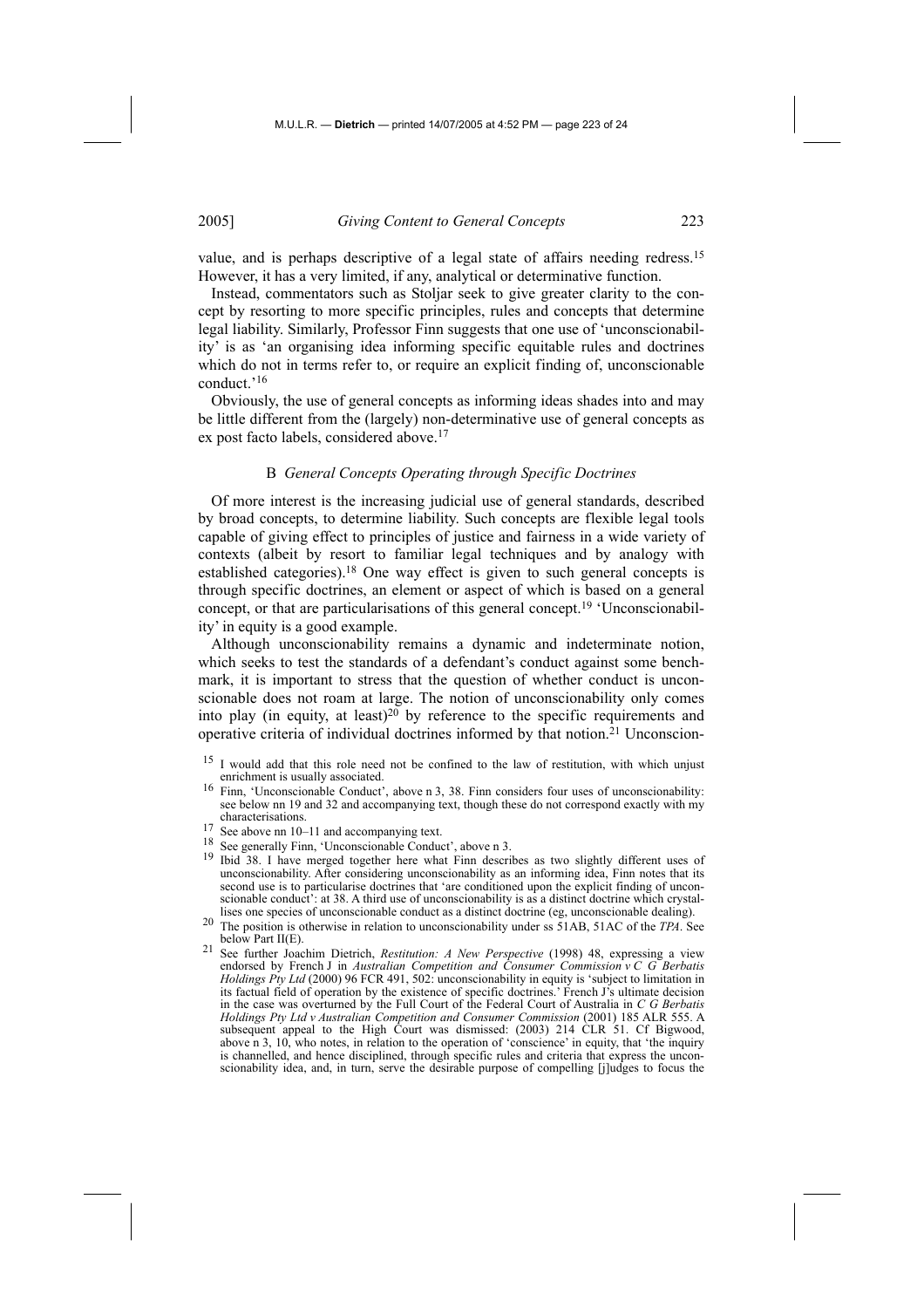value, and is perhaps descriptive of a legal state of affairs needing redress.[15] However, it has a very limited, if any, analytical or determinative function.

Instead, commentators such as Stoljar seek to give greater clarity to the concept by resorting to more specific principles, rules and concepts that determine legal liability. Similarly, Professor Finn suggests that one use of 'unconscionability' is as 'an organising idea informing specific equitable rules and doctrines which do not in terms refer to, or require an explicit finding of, unconscionable conduct.'[16]

Obviously, the use of general concepts as informing ideas shades into and may be little different from the (largely) non-determinative use of general concepts as ex post facto labels, considered above.[17]

### B *General Concepts Operating through Specific Doctrines*

Of more interest is the increasing judicial use of general standards, described by broad concepts, to determine liability. Such concepts are flexible legal tools capable of giving effect to principles of justice and fairness in a wide variety of contexts (albeit by resort to familiar legal techniques and by analogy with established categories).[18] One way effect is given to such general concepts is through specific doctrines, an element or aspect of which is based on a general concept, or that are particularisations of this general concept.[19] 'Unconscionability' in equity is a good example.

Although unconscionability remains a dynamic and indeterminate notion, which seeks to test the standards of a defendant's conduct against some benchmark, it is important to stress that the question of whether conduct is unconscionable does not roam at large. The notion of unconscionability only comes into play (in equity, at least)[20] by reference to the specific requirements and operative criteria of individual doctrines informed by that notion.[21] Unconscion-

---

[15] I would add that this role need not be confined to the law of restitution, with which unjust enrichment is usually associated.

[16] Finn, 'Unconscionable Conduct', above n 3, 38. Finn considers four uses of unconscionability: see below nn 19 and 32 and accompanying text, though these do not correspond exactly with my characterisations.

[17] See above nn 10–11 and accompanying text.

[18] See generally Finn, 'Unconscionable Conduct', above n 3.

[19] Ibid 38. I have merged together here what Finn describes as two slightly different uses of unconscionability. After considering unconscionability as an informing idea, Finn notes that its second use is to particularise doctrines that 'are conditioned upon the explicit finding of unconscionable conduct': at 38. A third use of unconscionability is as a distinct doctrine which crystallises one species of unconscionable conduct as a distinct doctrine (eg, unconscionable dealing).

[20] The position is otherwise in relation to unconscionability under ss 51AB, 51AC of the *TPA*. See below Part II(E).

[21] See further Joachim Dietrich, *Restitution: A New Perspective* (1998) 48, expressing a view endorsed by French J in *Australian Competition and Consumer Commission v C G Berbatis Holdings Pty Ltd* (2000) 96 FCR 491, 502: unconscionability in equity is 'subject to limitation in its factual field of operation by the existence of specific doctrines.' French J's ultimate decision in the case was overturned by the Full Court of the Federal Court of Australia in *C G Berbatis Holdings Pty Ltd v Australian Competition and Consumer Commission* (2001) 185 ALR 555. A subsequent appeal to the High Court was dismissed: (2003) 214 CLR 51. Cf Bigwood, above n 3, 10, who notes, in relation to the operation of 'conscience' in equity, that 'the inquiry is channelled, and hence disciplined, through specific rules and criteria that express the unconscionability idea, and, in turn, serve the desirable purpose of compelling [j]udges to focus the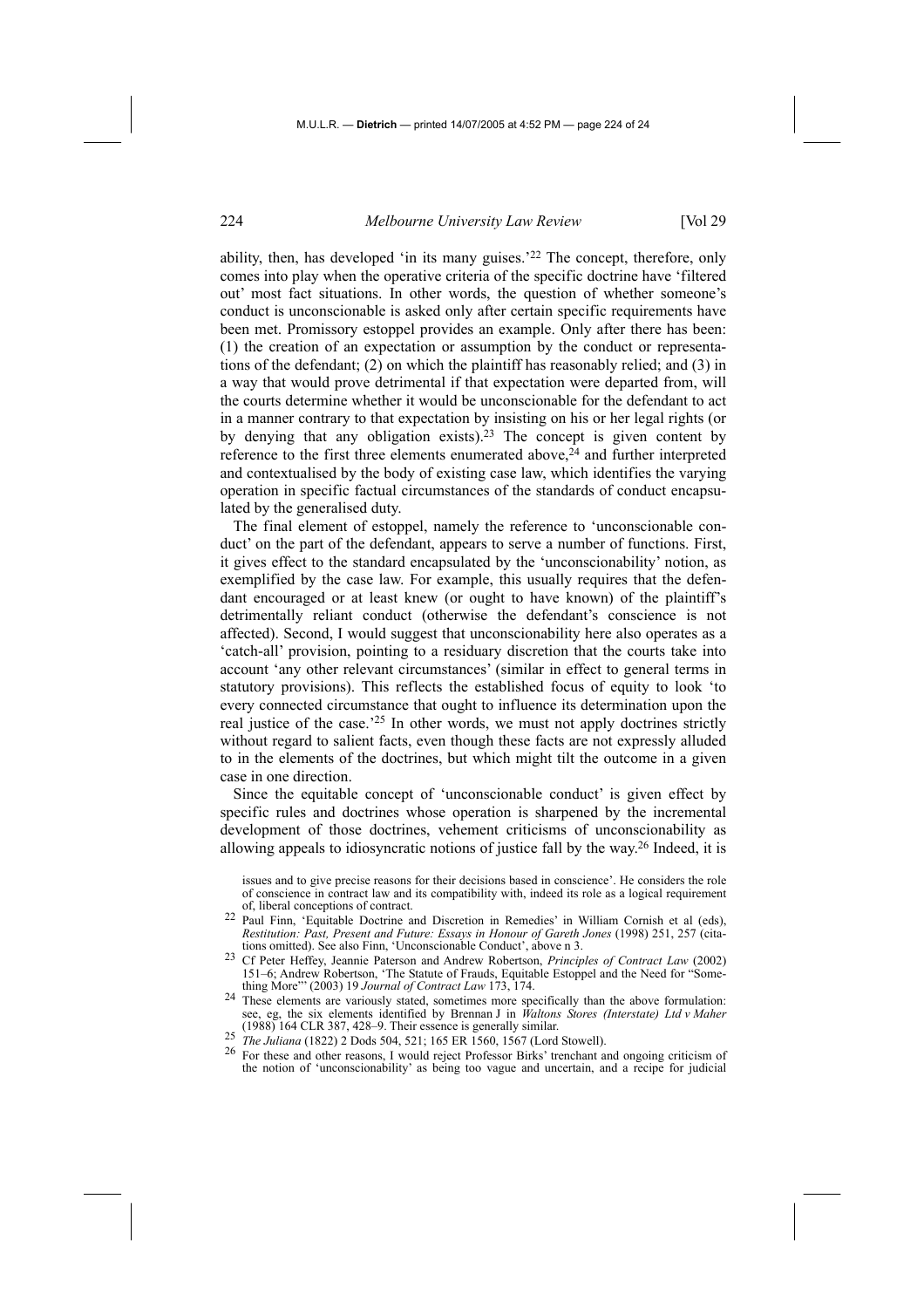ability, then, has developed 'in its many guises.'[22] The concept, therefore, only comes into play when the operative criteria of the specific doctrine have 'filtered out' most fact situations. In other words, the question of whether someone's conduct is unconscionable is asked only after certain specific requirements have been met. Promissory estoppel provides an example. Only after there has been: (1) the creation of an expectation or assumption by the conduct or representations of the defendant; (2) on which the plaintiff has reasonably relied; and (3) in a way that would prove detrimental if that expectation were departed from, will the courts determine whether it would be unconscionable for the defendant to act in a manner contrary to that expectation by insisting on his or her legal rights (or by denying that any obligation exists).[23] The concept is given content by reference to the first three elements enumerated above,[24] and further interpreted and contextualised by the body of existing case law, which identifies the varying operation in specific factual circumstances of the standards of conduct encapsulated by the generalised duty.

The final element of estoppel, namely the reference to 'unconscionable conduct' on the part of the defendant, appears to serve a number of functions. First, it gives effect to the standard encapsulated by the 'unconscionability' notion, as exemplified by the case law. For example, this usually requires that the defendant encouraged or at least knew (or ought to have known) of the plaintiff's detrimentally reliant conduct (otherwise the defendant's conscience is not affected). Second, I would suggest that unconscionability here also operates as a 'catch-all' provision, pointing to a residuary discretion that the courts take into account 'any other relevant circumstances' (similar in effect to general terms in statutory provisions). This reflects the established focus of equity to look 'to every connected circumstance that ought to influence its determination upon the real justice of the case.'[25] In other words, we must not apply doctrines strictly without regard to salient facts, even though these facts are not expressly alluded to in the elements of the doctrines, but which might tilt the outcome in a given case in one direction.

Since the equitable concept of 'unconscionable conduct' is given effect by specific rules and doctrines whose operation is sharpened by the incremental development of those doctrines, vehement criticisms of unconscionability as allowing appeals to idiosyncratic notions of justice fall by the way.[26] Indeed, it is

---

issues and to give precise reasons for their decisions based in conscience'. He considers the role of conscience in contract law and its compatibility with, indeed its role as a logical requirement of, liberal conceptions of contract.

[22] Paul Finn, 'Equitable Doctrine and Discretion in Remedies' in William Cornish et al (eds), *Restitution: Past, Present and Future: Essays in Honour of Gareth Jones* (1998) 251, 257 (citations omitted). See also Finn, 'Unconscionable Conduct', above n 3.

[23] Cf Peter Heffey, Jeannie Paterson and Andrew Robertson, *Principles of Contract Law* (2002) 151–6; Andrew Robertson, 'The Statute of Frauds, Equitable Estoppel and the Need for "Something More"' (2003) 19 *Journal of Contract Law* 173, 174.

[24] These elements are variously stated, sometimes more specifically than the above formulation: see, eg, the six elements identified by Brennan J in *Waltons Stores (Interstate) Ltd v Maher* (1988) 164 CLR 387, 428–9. Their essence is generally similar.

[25] *The Juliana* (1822) 2 Dods 504, 521; 165 ER 1560, 1567 (Lord Stowell).

[26] For these and other reasons, I would reject Professor Birks' trenchant and ongoing criticism of the notion of 'unconscionability' as being too vague and uncertain, and a recipe for judicial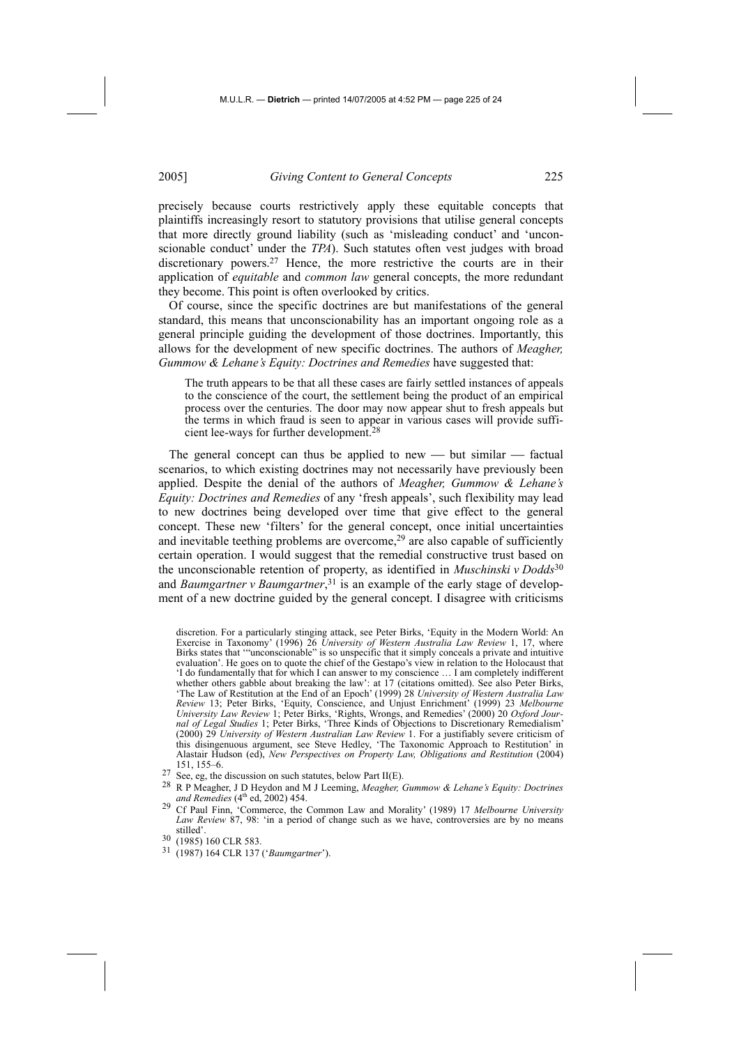precisely because courts restrictively apply these equitable concepts that plaintiffs increasingly resort to statutory provisions that utilise general concepts that more directly ground liability (such as 'misleading conduct' and 'unconscionable conduct' under the *TPA*). Such statutes often vest judges with broad discretionary powers.[27] Hence, the more restrictive the courts are in their application of *equitable* and *common law* general concepts, the more redundant they become. This point is often overlooked by critics.

Of course, since the specific doctrines are but manifestations of the general standard, this means that unconscionability has an important ongoing role as a general principle guiding the development of those doctrines. Importantly, this allows for the development of new specific doctrines. The authors of *Meagher, Gummow & Lehane's Equity: Doctrines and Remedies* have suggested that:

> The truth appears to be that all these cases are fairly settled instances of appeals to the conscience of the court, the settlement being the product of an empirical process over the centuries. The door may now appear shut to fresh appeals but the terms in which fraud is seen to appear in various cases will provide sufficient lee-ways for further development.[28]

The general concept can thus be applied to new — but similar — factual scenarios, to which existing doctrines may not necessarily have previously been applied. Despite the denial of the authors of *Meagher, Gummow & Lehane's Equity: Doctrines and Remedies* of any 'fresh appeals', such flexibility may lead to new doctrines being developed over time that give effect to the general concept. These new 'filters' for the general concept, once initial uncertainties and inevitable teething problems are overcome,[29] are also capable of sufficiently certain operation. I would suggest that the remedial constructive trust based on the unconscionable retention of property, as identified in *Muschinski v Dodds*[30] and *Baumgartner v Baumgartner*,[31] is an example of the early stage of development of a new doctrine guided by the general concept. I disagree with criticisms

---

discretion. For a particularly stinging attack, see Peter Birks, 'Equity in the Modern World: An Exercise in Taxonomy' (1996) 26 *University of Western Australia Law Review* 1, 17, where Birks states that '"unconscionable" is so unspecific that it simply conceals a private and intuitive evaluation'. He goes on to quote the chief of the Gestapo's view in relation to the Holocaust that 'I do fundamentally that for which I can answer to my conscience … I am completely indifferent whether others gabble about breaking the law': at 17 (citations omitted). See also Peter Birks, 'The Law of Restitution at the End of an Epoch' (1999) 28 *University of Western Australia Law Review* 13; Peter Birks, 'Equity, Conscience, and Unjust Enrichment' (1999) 23 *Melbourne University Law Review* 1; Peter Birks, 'Rights, Wrongs, and Remedies' (2000) 20 *Oxford Journal of Legal Studies* 1; Peter Birks, 'Three Kinds of Objections to Discretionary Remedialism' (2000) 29 *University of Western Australian Law Review* 1. For a justifiably severe criticism of this disingenuous argument, see Steve Hedley, 'The Taxonomic Approach to Restitution' in Alastair Hudson (ed), *New Perspectives on Property Law, Obligations and Restitution* (2004) 151, 155–6.

[27] See, eg, the discussion on such statutes, below Part II(E).

[28] R P Meagher, J D Heydon and M J Leeming, *Meagher, Gummow & Lehane's Equity: Doctrines and Remedies* (4th ed, 2002) 454.

[29] Cf Paul Finn, 'Commerce, the Common Law and Morality' (1989) 17 *Melbourne University Law Review* 87, 98: 'in a period of change such as we have, controversies are by no means stilled'.

[30] (1985) 160 CLR 583.

[31] (1987) 164 CLR 137 ('*Baumgartner*').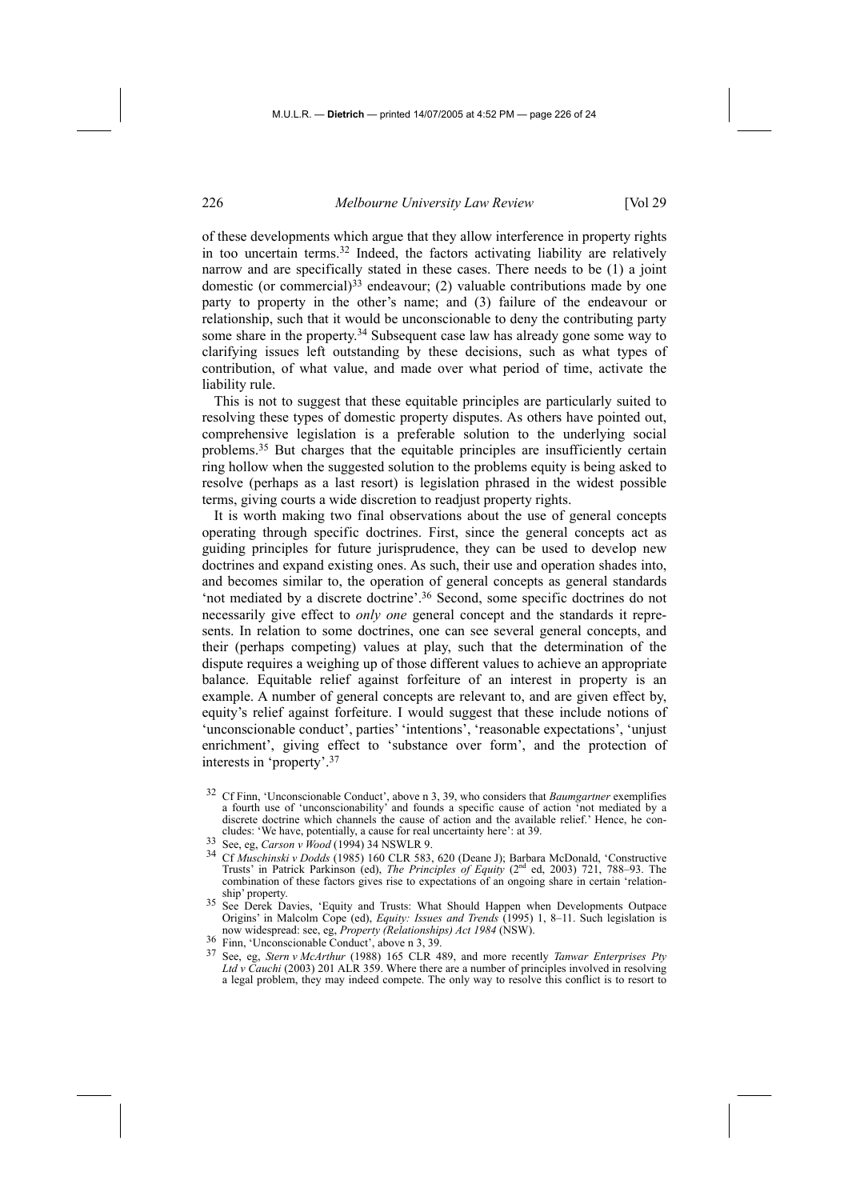of these developments which argue that they allow interference in property rights in too uncertain terms.[32] Indeed, the factors activating liability are relatively narrow and are specifically stated in these cases. There needs to be (1) a joint domestic (or commercial)[33] endeavour; (2) valuable contributions made by one party to property in the other's name; and (3) failure of the endeavour or relationship, such that it would be unconscionable to deny the contributing party some share in the property.[34] Subsequent case law has already gone some way to clarifying issues left outstanding by these decisions, such as what types of contribution, of what value, and made over what period of time, activate the liability rule.

This is not to suggest that these equitable principles are particularly suited to resolving these types of domestic property disputes. As others have pointed out, comprehensive legislation is a preferable solution to the underlying social problems.[35] But charges that the equitable principles are insufficiently certain ring hollow when the suggested solution to the problems equity is being asked to resolve (perhaps as a last resort) is legislation phrased in the widest possible terms, giving courts a wide discretion to readjust property rights.

It is worth making two final observations about the use of general concepts operating through specific doctrines. First, since the general concepts act as guiding principles for future jurisprudence, they can be used to develop new doctrines and expand existing ones. As such, their use and operation shades into, and becomes similar to, the operation of general concepts as general standards 'not mediated by a discrete doctrine'.[36] Second, some specific doctrines do not necessarily give effect to *only one* general concept and the standards it represents. In relation to some doctrines, one can see several general concepts, and their (perhaps competing) values at play, such that the determination of the dispute requires a weighing up of those different values to achieve an appropriate balance. Equitable relief against forfeiture of an interest in property is an example. A number of general concepts are relevant to, and are given effect by, equity's relief against forfeiture. I would suggest that these include notions of 'unconscionable conduct', parties' 'intentions', 'reasonable expectations', 'unjust enrichment', giving effect to 'substance over form', and the protection of interests in 'property'.[37]

---

[32] Cf Finn, 'Unconscionable Conduct', above n 3, 39, who considers that *Baumgartner* exemplifies a fourth use of 'unconscionability' and founds a specific cause of action 'not mediated by a discrete doctrine which channels the cause of action and the available relief.' Hence, he concludes: 'We have, potentially, a cause for real uncertainty here': at 39.

[33] See, eg, *Carson v Wood* (1994) 34 NSWLR 9.

[34] Cf *Muschinski v Dodds* (1985) 160 CLR 583, 620 (Deane J); Barbara McDonald, 'Constructive Trusts' in Patrick Parkinson (ed), *The Principles of Equity* (2nd ed, 2003) 721, 788–93. The combination of these factors gives rise to expectations of an ongoing share in certain 'relationship' property.

[35] See Derek Davies, 'Equity and Trusts: What Should Happen when Developments Outpace Origins' in Malcolm Cope (ed), *Equity: Issues and Trends* (1995) 1, 8–11. Such legislation is now widespread: see, eg, *Property (Relationships) Act 1984* (NSW).

[36] Finn, 'Unconscionable Conduct', above n 3, 39.

[37] See, eg, *Stern v McArthur* (1988) 165 CLR 489, and more recently *Tanwar Enterprises Pty Ltd v Cauchi* (2003) 201 ALR 359. Where there are a number of principles involved in resolving a legal problem, they may indeed compete. The only way to resolve this conflict is to resort to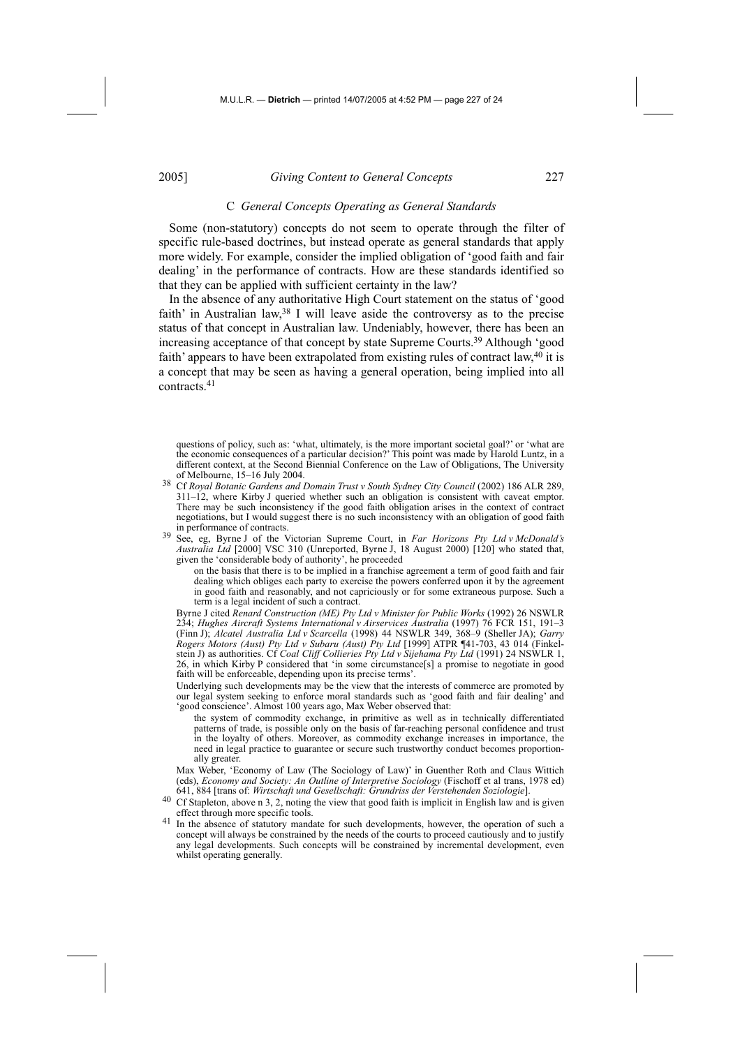### C *General Concepts Operating as General Standards*

Some (non-statutory) concepts do not seem to operate through the filter of specific rule-based doctrines, but instead operate as general standards that apply more widely. For example, consider the implied obligation of 'good faith and fair dealing' in the performance of contracts. How are these standards identified so that they can be applied with sufficient certainty in the law?

In the absence of any authoritative High Court statement on the status of 'good faith' in Australian law,[38] I will leave aside the controversy as to the precise status of that concept in Australian law. Undeniably, however, there has been an increasing acceptance of that concept by state Supreme Courts.[39] Although 'good faith' appears to have been extrapolated from existing rules of contract law,[40] it is a concept that may be seen as having a general operation, being implied into all contracts.[41]

---

questions of policy, such as: 'what, ultimately, is the more important societal goal?' or 'what are the economic consequences of a particular decision?' This point was made by Harold Luntz, in a different context, at the Second Biennial Conference on the Law of Obligations, The University of Melbourne, 15–16 July 2004.

[38] Cf *Royal Botanic Gardens and Domain Trust v South Sydney City Council* (2002) 186 ALR 289, 311–12, where Kirby J queried whether such an obligation is consistent with caveat emptor. There may be such inconsistency if the good faith obligation arises in the context of contract negotiations, but I would suggest there is no such inconsistency with an obligation of good faith in performance of contracts.

[39] See, eg, Byrne J of the Victorian Supreme Court, in *Far Horizons Pty Ltd v McDonald's Australia Ltd* [2000] VSC 310 (Unreported, Byrne J, 18 August 2000) [120] who stated that, given the 'considerable body of authority', he proceeded

> on the basis that there is to be implied in a franchise agreement a term of good faith and fair dealing which obliges each party to exercise the powers conferred upon it by the agreement in good faith and reasonably, and not capriciously or for some extraneous purpose. Such a term is a legal incident of such a contract.

Byrne J cited *Renard Construction (ME) Pty Ltd v Minister for Public Works* (1992) 26 NSWLR 234; *Hughes Aircraft Systems International v Airservices Australia* (1997) 76 FCR 151, 191–3 (Finn J); *Alcatel Australia Ltd v Scarcella* (1998) 44 NSWLR 349, 368–9 (Sheller JA); *Garry Rogers Motors (Aust) Pty Ltd v Subaru (Aust) Pty Ltd* [1999] ATPR ¶41-703, 43 014 (Finkelstein J) as authorities. Cf *Coal Cliff Collieries Pty Ltd v Sijehama Pty Ltd* (1991) 24 NSWLR 1, 26, in which Kirby P considered that 'in some circumstance[s] a promise to negotiate in good faith will be enforceable, depending upon its precise terms'.

Underlying such developments may be the view that the interests of commerce are promoted by our legal system seeking to enforce moral standards such as 'good faith and fair dealing' and 'good conscience'. Almost 100 years ago, Max Weber observed that:

> the system of commodity exchange, in primitive as well as in technically differentiated patterns of trade, is possible only on the basis of far-reaching personal confidence and trust in the loyalty of others. Moreover, as commodity exchange increases in importance, the need in legal practice to guarantee or secure such trustworthy conduct becomes proportionally greater.

Max Weber, 'Economy of Law (The Sociology of Law)' in Guenther Roth and Claus Wittich (eds), *Economy and Society: An Outline of Interpretive Sociology* (Fischoff et al trans, 1978 ed) 641, 884 [trans of: *Wirtschaft und Gesellschaft: Grundriss der Verstehenden Soziologie*].

[40] Cf Stapleton, above n 3, 2, noting the view that good faith is implicit in English law and is given effect through more specific tools.

[41] In the absence of statutory mandate for such developments, however, the operation of such a concept will always be constrained by the needs of the courts to proceed cautiously and to justify any legal developments. Such concepts will be constrained by incremental development, even whilst operating generally.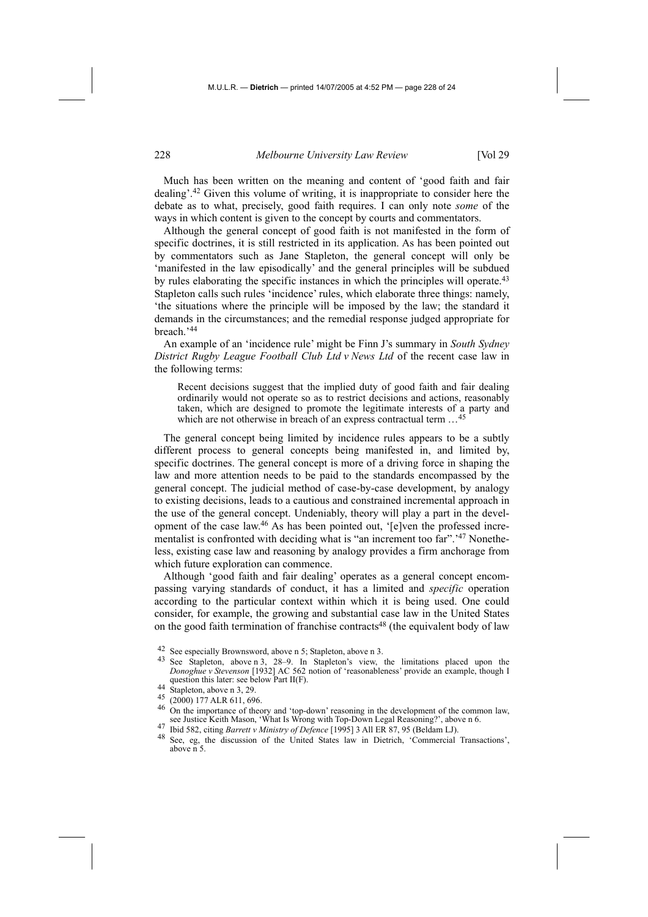Much has been written on the meaning and content of 'good faith and fair dealing'.[42] Given this volume of writing, it is inappropriate to consider here the debate as to what, precisely, good faith requires. I can only note *some* of the ways in which content is given to the concept by courts and commentators.

Although the general concept of good faith is not manifested in the form of specific doctrines, it is still restricted in its application. As has been pointed out by commentators such as Jane Stapleton, the general concept will only be 'manifested in the law episodically' and the general principles will be subdued by rules elaborating the specific instances in which the principles will operate.[43] Stapleton calls such rules 'incidence' rules, which elaborate three things: namely, 'the situations where the principle will be imposed by the law; the standard it demands in the circumstances; and the remedial response judged appropriate for breach.'[44]

An example of an 'incidence rule' might be Finn J's summary in *South Sydney District Rugby League Football Club Ltd v News Ltd* of the recent case law in the following terms:

> Recent decisions suggest that the implied duty of good faith and fair dealing ordinarily would not operate so as to restrict decisions and actions, reasonably taken, which are designed to promote the legitimate interests of a party and which are not otherwise in breach of an express contractual term …[45]

The general concept being limited by incidence rules appears to be a subtly different process to general concepts being manifested in, and limited by, specific doctrines. The general concept is more of a driving force in shaping the law and more attention needs to be paid to the standards encompassed by the general concept. The judicial method of case-by-case development, by analogy to existing decisions, leads to a cautious and constrained incremental approach in the use of the general concept. Undeniably, theory will play a part in the development of the case law.[46] As has been pointed out, '[e]ven the professed incrementalist is confronted with deciding what is "an increment too far".'[47] Nonetheless, existing case law and reasoning by analogy provides a firm anchorage from which future exploration can commence.

Although 'good faith and fair dealing' operates as a general concept encompassing varying standards of conduct, it has a limited and *specific* operation according to the particular context within which it is being used. One could consider, for example, the growing and substantial case law in the United States on the good faith termination of franchise contracts[48] (the equivalent body of law

---

[42] See especially Brownsword, above n 5; Stapleton, above n 3.

[43] See Stapleton, above n 3, 28–9. In Stapleton's view, the limitations placed upon the *Donoghue v Stevenson* [1932] AC 562 notion of 'reasonableness' provide an example, though I question this later: see below Part II(F).

[44] Stapleton, above n 3, 29.

[45] (2000) 177 ALR 611, 696.

[46] On the importance of theory and 'top-down' reasoning in the development of the common law, see Justice Keith Mason, 'What Is Wrong with Top-Down Legal Reasoning?', above n 6.

[47] Ibid 582, citing *Barrett v Ministry of Defence* [1995] 3 All ER 87, 95 (Beldam LJ).

[48] See, eg, the discussion of the United States law in Dietrich, 'Commercial Transactions', above n 5.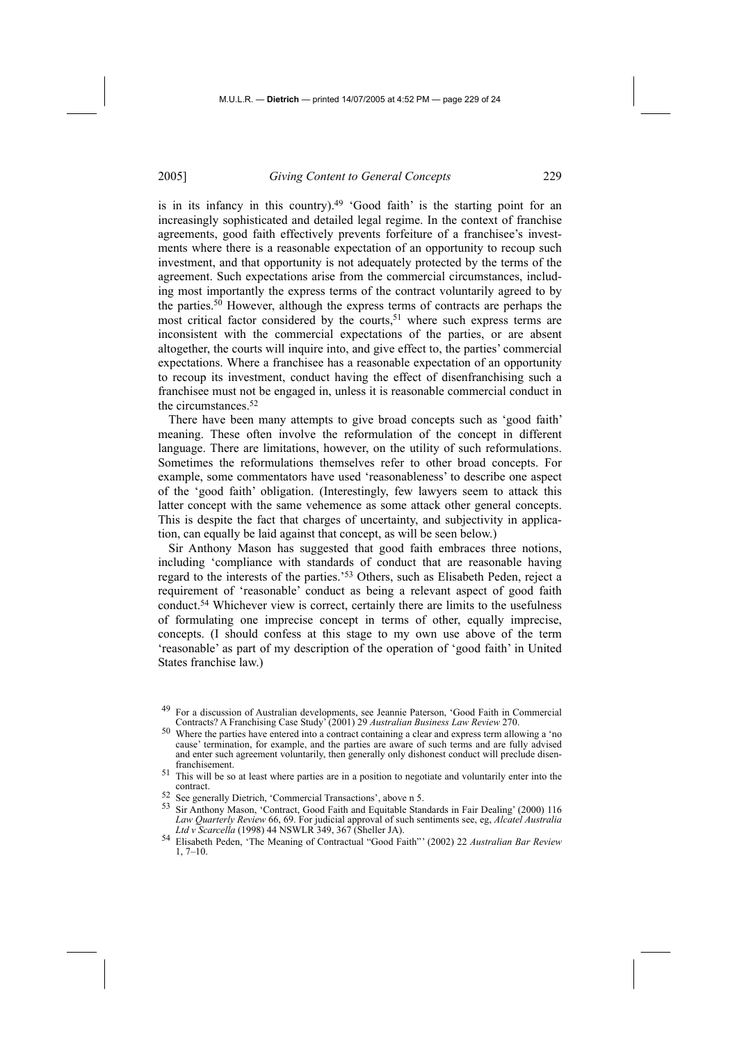is in its infancy in this country).[49] 'Good faith' is the starting point for an increasingly sophisticated and detailed legal regime. In the context of franchise agreements, good faith effectively prevents forfeiture of a franchisee's investments where there is a reasonable expectation of an opportunity to recoup such investment, and that opportunity is not adequately protected by the terms of the agreement. Such expectations arise from the commercial circumstances, including most importantly the express terms of the contract voluntarily agreed to by the parties.[50] However, although the express terms of contracts are perhaps the most critical factor considered by the courts,[51] where such express terms are inconsistent with the commercial expectations of the parties, or are absent altogether, the courts will inquire into, and give effect to, the parties' commercial expectations. Where a franchisee has a reasonable expectation of an opportunity to recoup its investment, conduct having the effect of disenfranchising such a franchisee must not be engaged in, unless it is reasonable commercial conduct in the circumstances.[52]

There have been many attempts to give broad concepts such as 'good faith' meaning. These often involve the reformulation of the concept in different language. There are limitations, however, on the utility of such reformulations. Sometimes the reformulations themselves refer to other broad concepts. For example, some commentators have used 'reasonableness' to describe one aspect of the 'good faith' obligation. (Interestingly, few lawyers seem to attack this latter concept with the same vehemence as some attack other general concepts. This is despite the fact that charges of uncertainty, and subjectivity in application, can equally be laid against that concept, as will be seen below.)

Sir Anthony Mason has suggested that good faith embraces three notions, including 'compliance with standards of conduct that are reasonable having regard to the interests of the parties.'[53] Others, such as Elisabeth Peden, reject a requirement of 'reasonable' conduct as being a relevant aspect of good faith conduct.[54] Whichever view is correct, certainly there are limits to the usefulness of formulating one imprecise concept in terms of other, equally imprecise, concepts. (I should confess at this stage to my own use above of the term 'reasonable' as part of my description of the operation of 'good faith' in United States franchise law.)

---

[49] For a discussion of Australian developments, see Jeannie Paterson, 'Good Faith in Commercial Contracts? A Franchising Case Study' (2001) 29 *Australian Business Law Review* 270.

[50] Where the parties have entered into a contract containing a clear and express term allowing a 'no cause' termination, for example, and the parties are aware of such terms and are fully advised and enter such agreement voluntarily, then generally only dishonest conduct will preclude disenfranchisement.

[51] This will be so at least where parties are in a position to negotiate and voluntarily enter into the contract.

[52] See generally Dietrich, 'Commercial Transactions', above n 5.

[53] Sir Anthony Mason, 'Contract, Good Faith and Equitable Standards in Fair Dealing' (2000) 116 *Law Quarterly Review* 66, 69. For judicial approval of such sentiments see, eg, *Alcatel Australia Ltd v Scarcella* (1998) 44 NSWLR 349, 367 (Sheller JA).

[54] Elisabeth Peden, 'The Meaning of Contractual "Good Faith"' (2002) 22 *Australian Bar Review* 1, 7–10.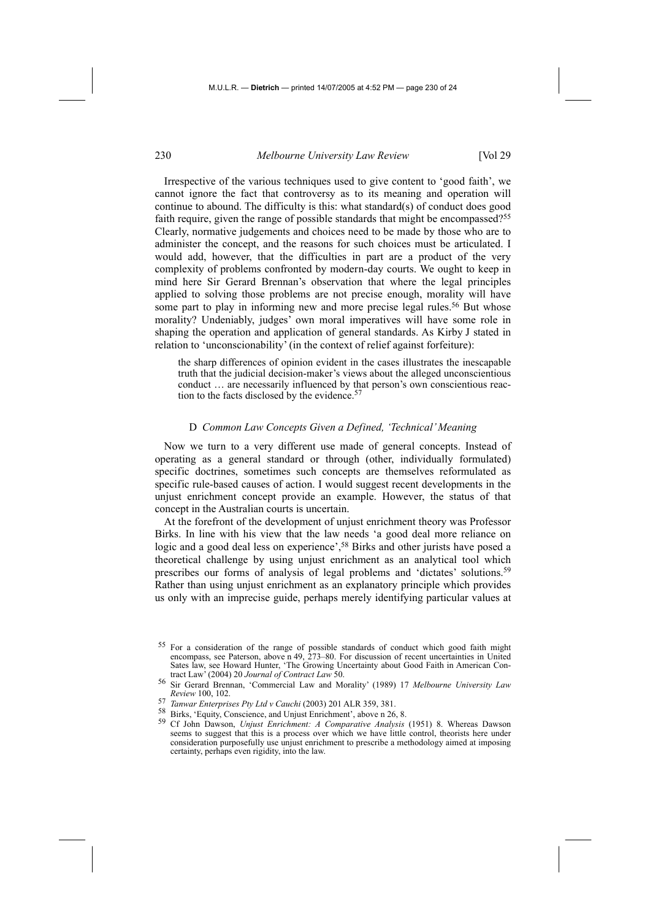Irrespective of the various techniques used to give content to 'good faith', we cannot ignore the fact that controversy as to its meaning and operation will continue to abound. The difficulty is this: what standard(s) of conduct does good faith require, given the range of possible standards that might be encompassed?[55] Clearly, normative judgements and choices need to be made by those who are to administer the concept, and the reasons for such choices must be articulated. I would add, however, that the difficulties in part are a product of the very complexity of problems confronted by modern-day courts. We ought to keep in mind here Sir Gerard Brennan's observation that where the legal principles applied to solving those problems are not precise enough, morality will have some part to play in informing new and more precise legal rules.[56] But whose morality? Undeniably, judges' own moral imperatives will have some role in shaping the operation and application of general standards. As Kirby J stated in relation to 'unconscionability' (in the context of relief against forfeiture):

> the sharp differences of opinion evident in the cases illustrates the inescapable truth that the judicial decision-maker's views about the alleged unconscientious conduct … are necessarily influenced by that person's own conscientious reaction to the facts disclosed by the evidence.[57]

### D *Common Law Concepts Given a Defined, 'Technical' Meaning*

Now we turn to a very different use made of general concepts. Instead of operating as a general standard or through (other, individually formulated) specific doctrines, sometimes such concepts are themselves reformulated as specific rule-based causes of action. I would suggest recent developments in the unjust enrichment concept provide an example. However, the status of that concept in the Australian courts is uncertain.

At the forefront of the development of unjust enrichment theory was Professor Birks. In line with his view that the law needs 'a good deal more reliance on logic and a good deal less on experience',[58] Birks and other jurists have posed a theoretical challenge by using unjust enrichment as an analytical tool which prescribes our forms of analysis of legal problems and 'dictates' solutions.[59] Rather than using unjust enrichment as an explanatory principle which provides us only with an imprecise guide, perhaps merely identifying particular values at

---

[55] For a consideration of the range of possible standards of conduct which good faith might encompass, see Paterson, above n 49, 273–80. For discussion of recent uncertainties in United Sates law, see Howard Hunter, 'The Growing Uncertainty about Good Faith in American Contract Law' (2004) 20 *Journal of Contract Law* 50.

[56] Sir Gerard Brennan, 'Commercial Law and Morality' (1989) 17 *Melbourne University Law Review* 100, 102.

[57] *Tanwar Enterprises Pty Ltd v Cauchi* (2003) 201 ALR 359, 381.

[58] Birks, 'Equity, Conscience, and Unjust Enrichment', above n 26, 8.

[59] Cf John Dawson, *Unjust Enrichment: A Comparative Analysis* (1951) 8. Whereas Dawson seems to suggest that this is a process over which we have little control, theorists here under consideration purposefully use unjust enrichment to prescribe a methodology aimed at imposing certainty, perhaps even rigidity, into the law.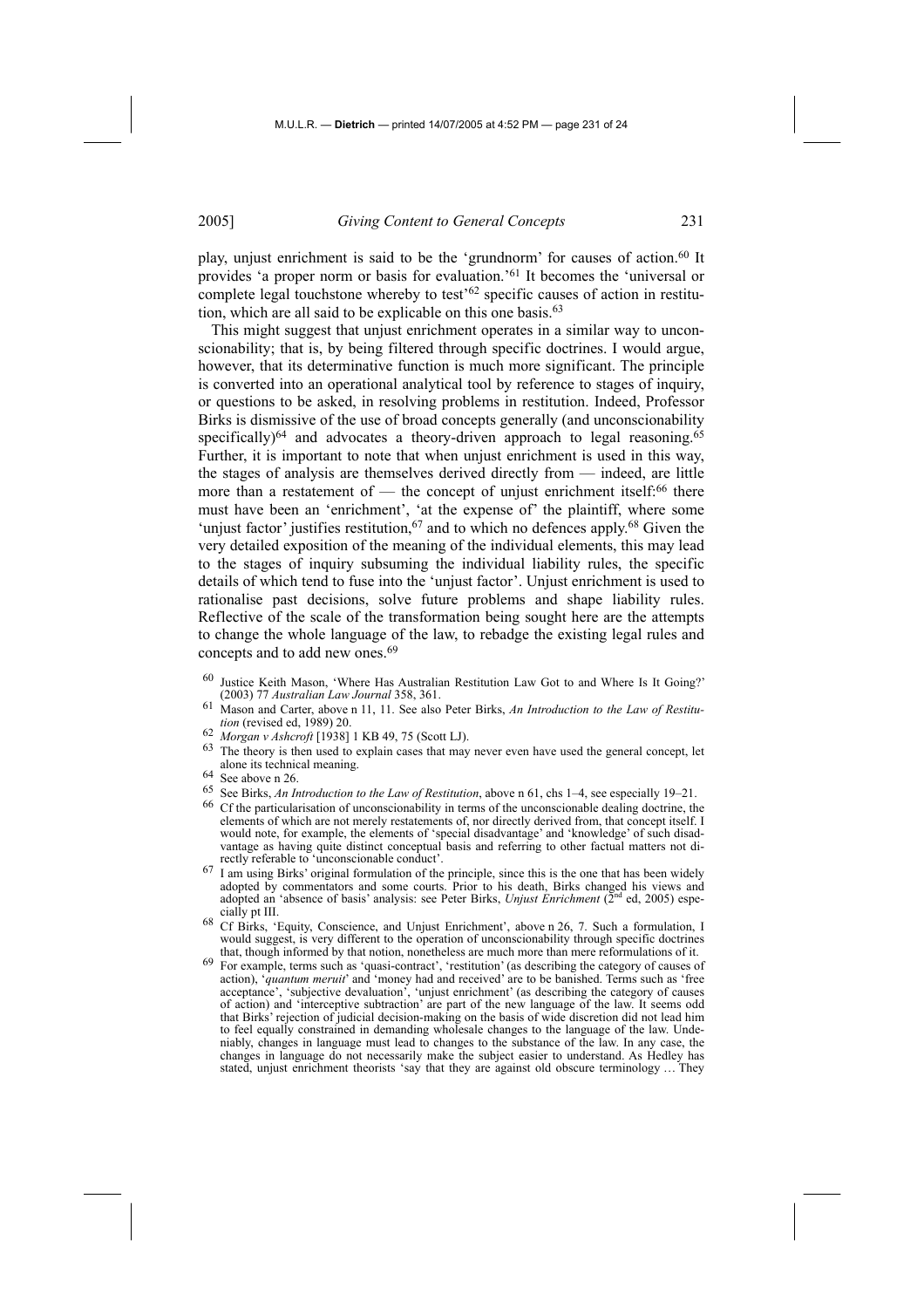play, unjust enrichment is said to be the 'grundnorm' for causes of action.[60] It provides 'a proper norm or basis for evaluation.'[61] It becomes the 'universal or complete legal touchstone whereby to test'[62] specific causes of action in restitution, which are all said to be explicable on this one basis.[63]

This might suggest that unjust enrichment operates in a similar way to unconscionability; that is, by being filtered through specific doctrines. I would argue, however, that its determinative function is much more significant. The principle is converted into an operational analytical tool by reference to stages of inquiry, or questions to be asked, in resolving problems in restitution. Indeed, Professor Birks is dismissive of the use of broad concepts generally (and unconscionability specifically)[64] and advocates a theory-driven approach to legal reasoning.[65] Further, it is important to note that when unjust enrichment is used in this way, the stages of analysis are themselves derived directly from — indeed, are little more than a restatement of — the concept of unjust enrichment itself:[66] there must have been an 'enrichment', 'at the expense of' the plaintiff, where some 'unjust factor' justifies restitution,[67] and to which no defences apply.[68] Given the very detailed exposition of the meaning of the individual elements, this may lead to the stages of inquiry subsuming the individual liability rules, the specific details of which tend to fuse into the 'unjust factor'. Unjust enrichment is used to rationalise past decisions, solve future problems and shape liability rules. Reflective of the scale of the transformation being sought here are the attempts to change the whole language of the law, to rebadge the existing legal rules and concepts and to add new ones.[69]

---

[60] Justice Keith Mason, 'Where Has Australian Restitution Law Got to and Where Is It Going?' (2003) 77 *Australian Law Journal* 358, 361.

[61] Mason and Carter, above n 11, 11. See also Peter Birks, *An Introduction to the Law of Restitution* (revised ed, 1989) 20.

[62] *Morgan v Ashcroft* [1938] 1 KB 49, 75 (Scott LJ).

[63] The theory is then used to explain cases that may never even have used the general concept, let alone its technical meaning.

[64] See above n 26.

[65] See Birks, *An Introduction to the Law of Restitution*, above n 61, chs 1–4, see especially 19–21.

[66] Cf the particularisation of unconscionability in terms of the unconscionable dealing doctrine, the elements of which are not merely restatements of, nor directly derived from, that concept itself. I would note, for example, the elements of 'special disadvantage' and 'knowledge' of such disadvantage as having quite distinct conceptual basis and referring to other factual matters not directly referable to 'unconscionable conduct'.

[67] I am using Birks' original formulation of the principle, since this is the one that has been widely adopted by commentators and some courts. Prior to his death, Birks changed his views and adopted an 'absence of basis' analysis: see Peter Birks, *Unjust Enrichment* (2nd ed, 2005) especially pt III.

[68] Cf Birks, 'Equity, Conscience, and Unjust Enrichment', above n 26, 7. Such a formulation, I would suggest, is very different to the operation of unconscionability through specific doctrines that, though informed by that notion, nonetheless are much more than mere reformulations of it.

[69] For example, terms such as 'quasi-contract', 'restitution' (as describing the category of causes of action), '*quantum meruit*' and 'money had and received' are to be banished. Terms such as 'free acceptance', 'subjective devaluation', 'unjust enrichment' (as describing the category of causes of action) and 'interceptive subtraction' are part of the new language of the law. It seems odd that Birks' rejection of judicial decision-making on the basis of wide discretion did not lead him to feel equally constrained in demanding wholesale changes to the language of the law. Undeniably, changes in language must lead to changes to the substance of the law. In any case, the changes in language do not necessarily make the subject easier to understand. As Hedley has stated, unjust enrichment theorists 'say that they are against old obscure terminology … They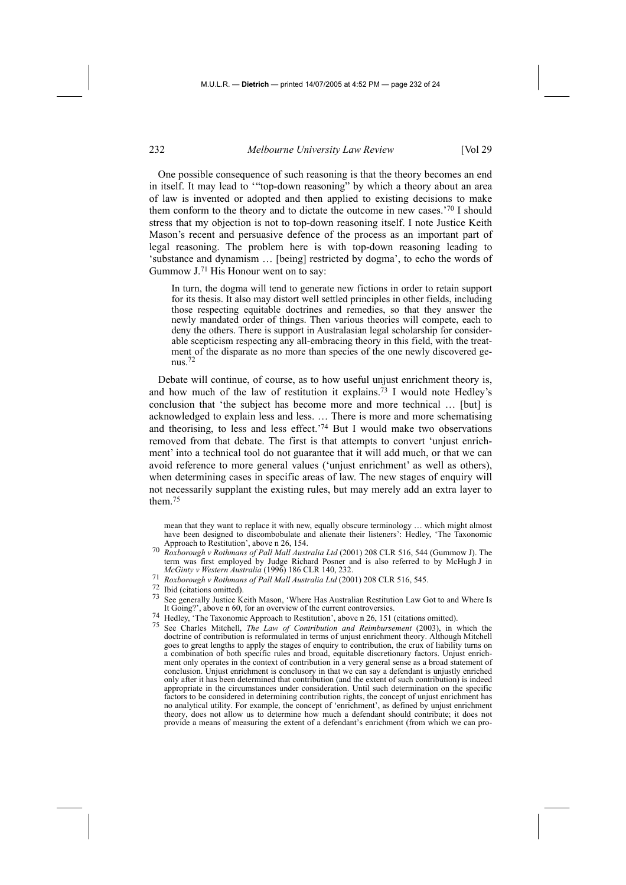One possible consequence of such reasoning is that the theory becomes an end in itself. It may lead to '"top-down reasoning" by which a theory about an area of law is invented or adopted and then applied to existing decisions to make them conform to the theory and to dictate the outcome in new cases.'[70] I should stress that my objection is not to top-down reasoning itself. I note Justice Keith Mason's recent and persuasive defence of the process as an important part of legal reasoning. The problem here is with top-down reasoning leading to 'substance and dynamism … [being] restricted by dogma', to echo the words of Gummow J.[71] His Honour went on to say:

> In turn, the dogma will tend to generate new fictions in order to retain support for its thesis. It also may distort well settled principles in other fields, including those respecting equitable doctrines and remedies, so that they answer the newly mandated order of things. Then various theories will compete, each to deny the others. There is support in Australasian legal scholarship for considerable scepticism respecting any all-embracing theory in this field, with the treatment of the disparate as no more than species of the one newly discovered genus.[72]

Debate will continue, of course, as to how useful unjust enrichment theory is, and how much of the law of restitution it explains.[73] I would note Hedley's conclusion that 'the subject has become more and more technical … [but] is acknowledged to explain less and less. … There is more and more schematising and theorising, to less and less effect.'[74] But I would make two observations removed from that debate. The first is that attempts to convert 'unjust enrichment' into a technical tool do not guarantee that it will add much, or that we can avoid reference to more general values ('unjust enrichment' as well as others), when determining cases in specific areas of law. The new stages of enquiry will not necessarily supplant the existing rules, but may merely add an extra layer to them.[75]

---

mean that they want to replace it with new, equally obscure terminology … which might almost have been designed to discombobulate and alienate their listeners': Hedley, 'The Taxonomic Approach to Restitution', above n 26, 154.

[70] *Roxborough v Rothmans of Pall Mall Australia Ltd* (2001) 208 CLR 516, 544 (Gummow J). The term was first employed by Judge Richard Posner and is also referred to by McHugh J in *McGinty v Western Australia* (1996) 186 CLR 140, 232.

[71] *Roxborough v Rothmans of Pall Mall Australia Ltd* (2001) 208 CLR 516, 545.

[72] Ibid (citations omitted).

[73] See generally Justice Keith Mason, 'Where Has Australian Restitution Law Got to and Where Is It Going?', above n 60, for an overview of the current controversies.

[74] Hedley, 'The Taxonomic Approach to Restitution', above n 26, 151 (citations omitted).

[75] See Charles Mitchell, *The Law of Contribution and Reimbursement* (2003), in which the doctrine of contribution is reformulated in terms of unjust enrichment theory. Although Mitchell goes to great lengths to apply the stages of enquiry to contribution, the crux of liability turns on a combination of both specific rules and broad, equitable discretionary factors. Unjust enrichment only operates in the context of contribution in a very general sense as a broad statement of conclusion. Unjust enrichment is conclusory in that we can say a defendant is unjustly enriched only after it has been determined that contribution (and the extent of such contribution) is indeed appropriate in the circumstances under consideration. Until such determination on the specific factors to be considered in determining contribution rights, the concept of unjust enrichment has no analytical utility. For example, the concept of 'enrichment', as defined by unjust enrichment theory, does not allow us to determine how much a defendant should contribute; it does not provide a means of measuring the extent of a defendant's enrichment (from which we can pro-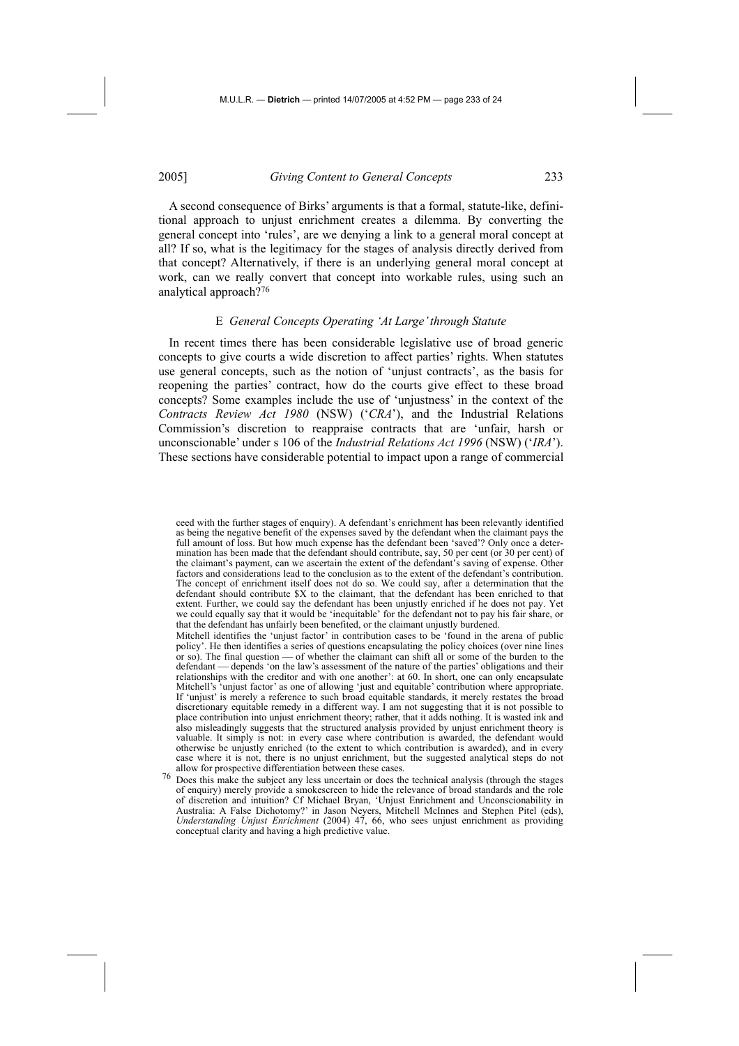A second consequence of Birks' arguments is that a formal, statute-like, definitional approach to unjust enrichment creates a dilemma. By converting the general concept into 'rules', are we denying a link to a general moral concept at all? If so, what is the legitimacy for the stages of analysis directly derived from that concept? Alternatively, if there is an underlying general moral concept at work, can we really convert that concept into workable rules, using such an analytical approach?[76]

### E *General Concepts Operating 'At Large' through Statute*

In recent times there has been considerable legislative use of broad generic concepts to give courts a wide discretion to affect parties' rights. When statutes use general concepts, such as the notion of 'unjust contracts', as the basis for reopening the parties' contract, how do the courts give effect to these broad concepts? Some examples include the use of 'unjustness' in the context of the *Contracts Review Act 1980* (NSW) ('*CRA*'), and the Industrial Relations Commission's discretion to reappraise contracts that are 'unfair, harsh or unconscionable' under s 106 of the *Industrial Relations Act 1996* (NSW) ('*IRA*'). These sections have considerable potential to impact upon a range of commercial

---

ceed with the further stages of enquiry). A defendant's enrichment has been relevantly identified as being the negative benefit of the expenses saved by the defendant when the claimant pays the full amount of loss. But how much expense has the defendant been 'saved'? Only once a determination has been made that the defendant should contribute, say, 50 per cent (or 30 per cent) of the claimant's payment, can we ascertain the extent of the defendant's saving of expense. Other factors and considerations lead to the conclusion as to the extent of the defendant's contribution. The concept of enrichment itself does not do so. We could say, after a determination that the defendant should contribute $X to the claimant, that the defendant has been enriched to that extent. Further, we could say the defendant has been unjustly enriched if he does not pay. Yet we could equally say that it would be 'inequitable' for the defendant not to pay his fair share, or that the defendant has unfairly been benefited, or the claimant unjustly burdened.

Mitchell identifies the 'unjust factor' in contribution cases to be 'found in the arena of public policy'. He then identifies a series of questions encapsulating the policy choices (over nine lines or so). The final question — of whether the claimant can shift all or some of the burden to the defendant — depends 'on the law's assessment of the nature of the parties' obligations and their relationships with the creditor and with one another': at 60. In short, one can only encapsulate Mitchell's 'unjust factor' as one of allowing 'just and equitable' contribution where appropriate. If 'unjust' is merely a reference to such broad equitable standards, it merely restates the broad discretionary equitable remedy in a different way. I am not suggesting that it is not possible to place contribution into unjust enrichment theory; rather, that it adds nothing. It is wasted ink and also misleadingly suggests that the structured analysis provided by unjust enrichment theory is valuable. It simply is not: in every case where contribution is awarded, the defendant would otherwise be unjustly enriched (to the extent to which contribution is awarded), and in every case where it is not, there is no unjust enrichment, but the suggested analytical steps do not allow for prospective differentiation between these cases.

[76] Does this make the subject any less uncertain or does the technical analysis (through the stages of enquiry) merely provide a smokescreen to hide the relevance of broad standards and the role of discretion and intuition? Cf Michael Bryan, 'Unjust Enrichment and Unconscionability in Australia: A False Dichotomy?' in Jason Neyers, Mitchell McInnes and Stephen Pitel (eds), *Understanding Unjust Enrichment* (2004) 47, 66, who sees unjust enrichment as providing conceptual clarity and having a high predictive value.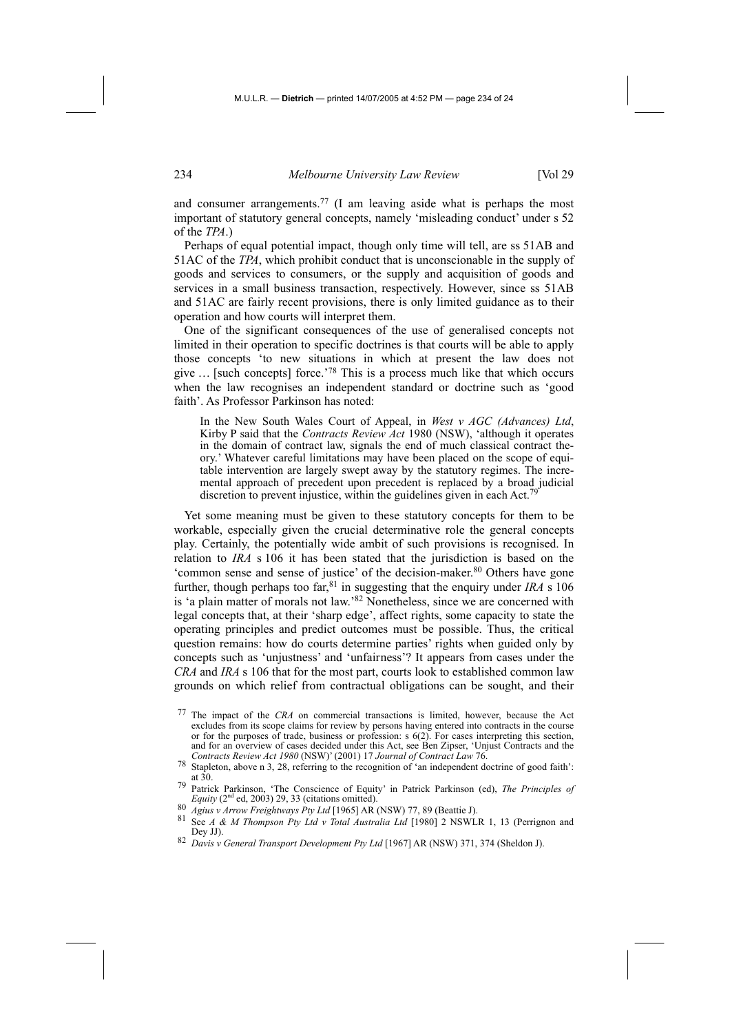and consumer arrangements.[77] (I am leaving aside what is perhaps the most important of statutory general concepts, namely 'misleading conduct' under s 52 of the *TPA*.)

Perhaps of equal potential impact, though only time will tell, are ss 51AB and 51AC of the *TPA*, which prohibit conduct that is unconscionable in the supply of goods and services to consumers, or the supply and acquisition of goods and services in a small business transaction, respectively. However, since ss 51AB and 51AC are fairly recent provisions, there is only limited guidance as to their operation and how courts will interpret them.

One of the significant consequences of the use of generalised concepts not limited in their operation to specific doctrines is that courts will be able to apply those concepts 'to new situations in which at present the law does not give … [such concepts] force.'[78] This is a process much like that which occurs when the law recognises an independent standard or doctrine such as 'good faith'. As Professor Parkinson has noted:

> In the New South Wales Court of Appeal, in *West v AGC (Advances) Ltd*, Kirby P said that the *Contracts Review Act* 1980 (NSW), 'although it operates in the domain of contract law, signals the end of much classical contract theory.' Whatever careful limitations may have been placed on the scope of equitable intervention are largely swept away by the statutory regimes. The incremental approach of precedent upon precedent is replaced by a broad judicial discretion to prevent injustice, within the guidelines given in each Act.[79]

Yet some meaning must be given to these statutory concepts for them to be workable, especially given the crucial determinative role the general concepts play. Certainly, the potentially wide ambit of such provisions is recognised. In relation to *IRA* s 106 it has been stated that the jurisdiction is based on the 'common sense and sense of justice' of the decision-maker.[80] Others have gone further, though perhaps too far,[81] in suggesting that the enquiry under *IRA* s 106 is 'a plain matter of morals not law.'[82] Nonetheless, since we are concerned with legal concepts that, at their 'sharp edge', affect rights, some capacity to state the operating principles and predict outcomes must be possible. Thus, the critical question remains: how do courts determine parties' rights when guided only by concepts such as 'unjustness' and 'unfairness'? It appears from cases under the *CRA* and *IRA* s 106 that for the most part, courts look to established common law grounds on which relief from contractual obligations can be sought, and their

---

[77] The impact of the *CRA* on commercial transactions is limited, however, because the Act excludes from its scope claims for review by persons having entered into contracts in the course or for the purposes of trade, business or profession: s 6(2). For cases interpreting this section, and for an overview of cases decided under this Act, see Ben Zipser, 'Unjust Contracts and the *Contracts Review Act 1980* (NSW)' (2001) 17 *Journal of Contract Law* 76.

[78] Stapleton, above n 3, 28, referring to the recognition of 'an independent doctrine of good faith': at 30.

[79] Patrick Parkinson, 'The Conscience of Equity' in Patrick Parkinson (ed), *The Principles of Equity* (2nd ed, 2003) 29, 33 (citations omitted).

[80] *Agius v Arrow Freightways Pty Ltd* [1965] AR (NSW) 77, 89 (Beattie J).

[81] See *A & M Thompson Pty Ltd v Total Australia Ltd* [1980] 2 NSWLR 1, 13 (Perrignon and Dey JJ).

[82] *Davis v General Transport Development Pty Ltd* [1967] AR (NSW) 371, 374 (Sheldon J).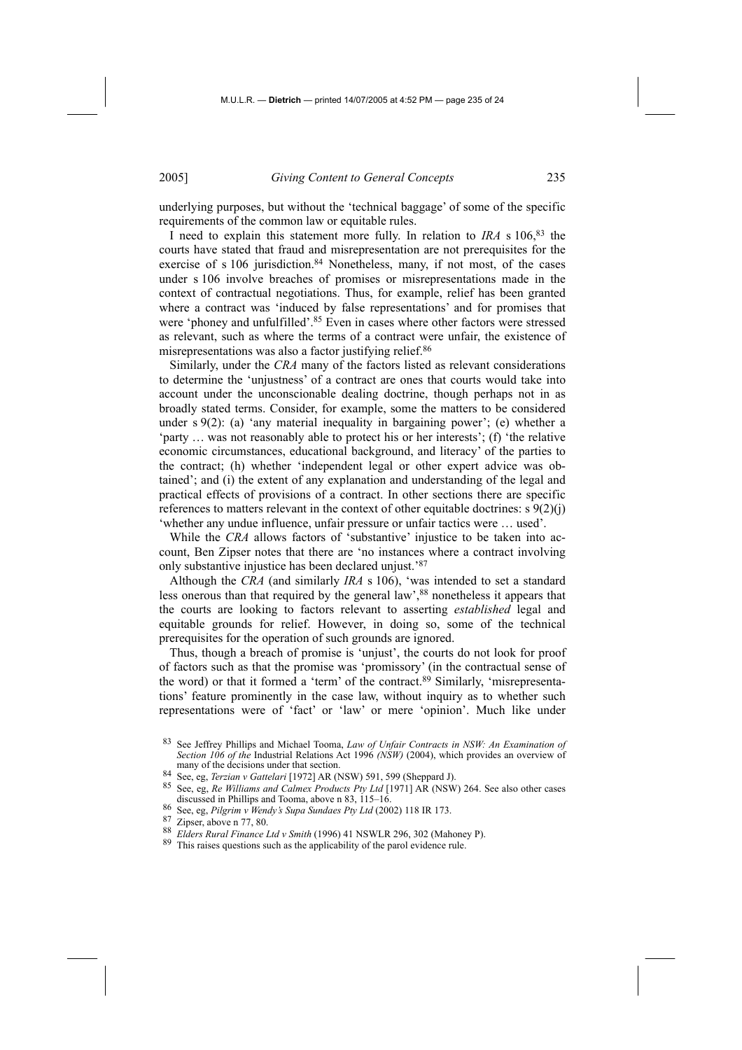underlying purposes, but without the 'technical baggage' of some of the specific requirements of the common law or equitable rules.

I need to explain this statement more fully. In relation to *IRA* s 106,[83] the courts have stated that fraud and misrepresentation are not prerequisites for the exercise of s 106 jurisdiction.[84] Nonetheless, many, if not most, of the cases under s 106 involve breaches of promises or misrepresentations made in the context of contractual negotiations. Thus, for example, relief has been granted where a contract was 'induced by false representations' and for promises that were 'phoney and unfulfilled'.[85] Even in cases where other factors were stressed as relevant, such as where the terms of a contract were unfair, the existence of misrepresentations was also a factor justifying relief.[86]

Similarly, under the *CRA* many of the factors listed as relevant considerations to determine the 'unjustness' of a contract are ones that courts would take into account under the unconscionable dealing doctrine, though perhaps not in as broadly stated terms. Consider, for example, some the matters to be considered under s 9(2): (a) 'any material inequality in bargaining power'; (e) whether a 'party … was not reasonably able to protect his or her interests'; (f) 'the relative economic circumstances, educational background, and literacy' of the parties to the contract; (h) whether 'independent legal or other expert advice was obtained'; and (i) the extent of any explanation and understanding of the legal and practical effects of provisions of a contract. In other sections there are specific references to matters relevant in the context of other equitable doctrines: s 9(2)(j) 'whether any undue influence, unfair pressure or unfair tactics were … used'.

While the *CRA* allows factors of 'substantive' injustice to be taken into account, Ben Zipser notes that there are 'no instances where a contract involving only substantive injustice has been declared unjust.'[87]

Although the *CRA* (and similarly *IRA* s 106), 'was intended to set a standard less onerous than that required by the general law',[88] nonetheless it appears that the courts are looking to factors relevant to asserting *established* legal and equitable grounds for relief. However, in doing so, some of the technical prerequisites for the operation of such grounds are ignored.

Thus, though a breach of promise is 'unjust', the courts do not look for proof of factors such as that the promise was 'promissory' (in the contractual sense of the word) or that it formed a 'term' of the contract.[89] Similarly, 'misrepresentations' feature prominently in the case law, without inquiry as to whether such representations were of 'fact' or 'law' or mere 'opinion'. Much like under

---

[83] See Jeffrey Phillips and Michael Tooma, *Law of Unfair Contracts in NSW: An Examination of Section 106 of the* Industrial Relations Act 1996 *(NSW)* (2004), which provides an overview of many of the decisions under that section.

[84] See, eg, *Terzian v Gattelari* [1972] AR (NSW) 591, 599 (Sheppard J).

[85] See, eg, *Re Williams and Calmex Products Pty Ltd* [1971] AR (NSW) 264. See also other cases discussed in Phillips and Tooma, above n 83, 115–16.

[86] See, eg, *Pilgrim v Wendy's Supa Sundaes Pty Ltd* (2002) 118 IR 173.

[87] Zipser, above n 77, 80.

[88] *Elders Rural Finance Ltd v Smith* (1996) 41 NSWLR 296, 302 (Mahoney P).

[89] This raises questions such as the applicability of the parol evidence rule.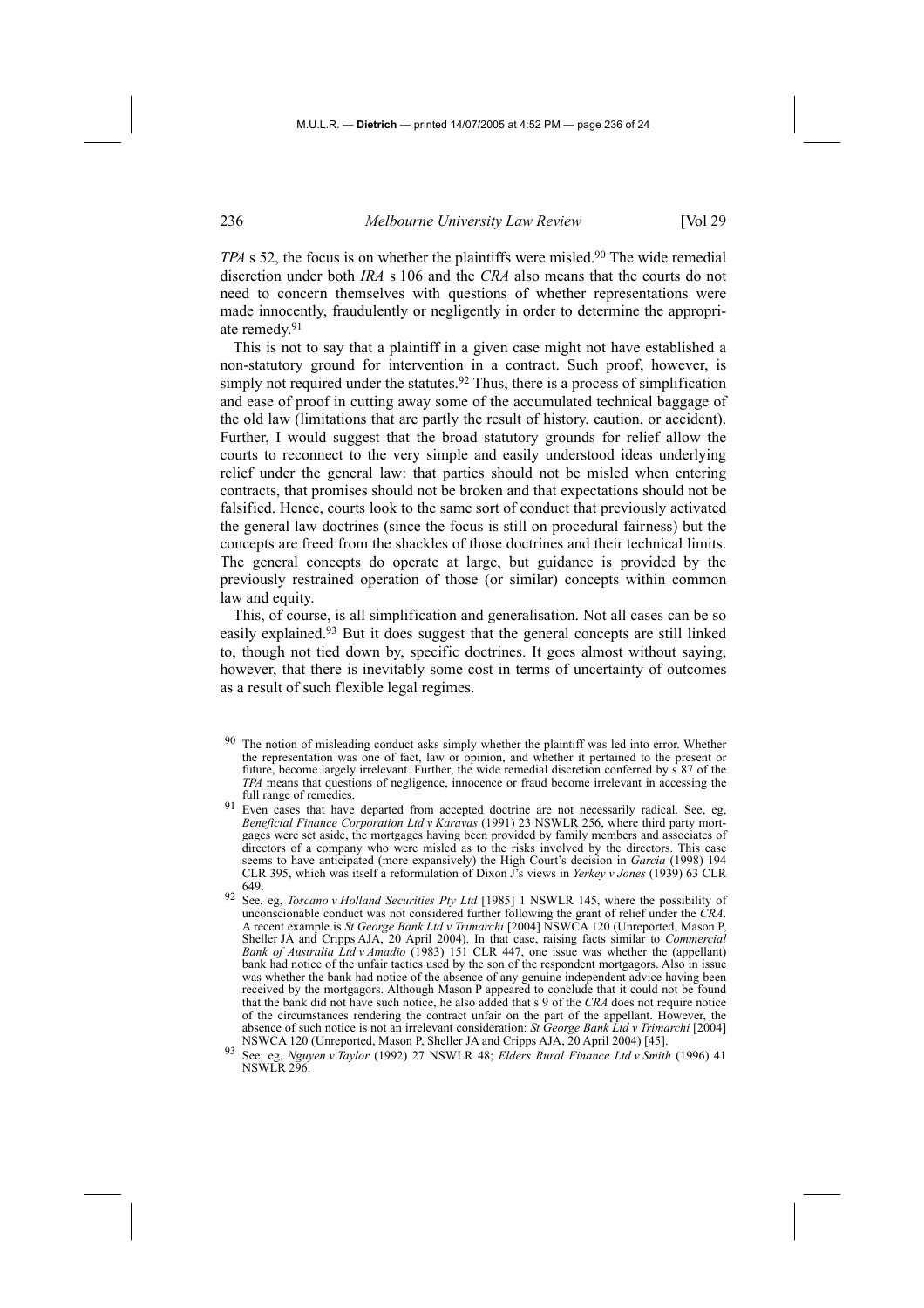*TPA* s 52, the focus is on whether the plaintiffs were misled.[90] The wide remedial discretion under both *IRA* s 106 and the *CRA* also means that the courts do not need to concern themselves with questions of whether representations were made innocently, fraudulently or negligently in order to determine the appropriate remedy.[91]

This is not to say that a plaintiff in a given case might not have established a non-statutory ground for intervention in a contract. Such proof, however, is simply not required under the statutes.[92] Thus, there is a process of simplification and ease of proof in cutting away some of the accumulated technical baggage of the old law (limitations that are partly the result of history, caution, or accident). Further, I would suggest that the broad statutory grounds for relief allow the courts to reconnect to the very simple and easily understood ideas underlying relief under the general law: that parties should not be misled when entering contracts, that promises should not be broken and that expectations should not be falsified. Hence, courts look to the same sort of conduct that previously activated the general law doctrines (since the focus is still on procedural fairness) but the concepts are freed from the shackles of those doctrines and their technical limits. The general concepts do operate at large, but guidance is provided by the previously restrained operation of those (or similar) concepts within common law and equity.

This, of course, is all simplification and generalisation. Not all cases can be so easily explained.[93] But it does suggest that the general concepts are still linked to, though not tied down by, specific doctrines. It goes almost without saying, however, that there is inevitably some cost in terms of uncertainty of outcomes as a result of such flexible legal regimes.

---

[90] The notion of misleading conduct asks simply whether the plaintiff was led into error. Whether the representation was one of fact, law or opinion, and whether it pertained to the present or future, become largely irrelevant. Further, the wide remedial discretion conferred by s 87 of the *TPA* means that questions of negligence, innocence or fraud become irrelevant in accessing the full range of remedies.

[91] Even cases that have departed from accepted doctrine are not necessarily radical. See, eg, *Beneficial Finance Corporation Ltd v Karavas* (1991) 23 NSWLR 256, where third party mortgages were set aside, the mortgages having been provided by family members and associates of directors of a company who were misled as to the risks involved by the directors. This case seems to have anticipated (more expansively) the High Court's decision in *Garcia* (1998) 194 CLR 395, which was itself a reformulation of Dixon J's views in *Yerkey v Jones* (1939) 63 CLR 649.

[92] See, eg, *Toscano v Holland Securities Pty Ltd* [1985] 1 NSWLR 145, where the possibility of unconscionable conduct was not considered further following the grant of relief under the *CRA*. A recent example is *St George Bank Ltd v Trimarchi* [2004] NSWCA 120 (Unreported, Mason P, Sheller JA and Cripps AJA, 20 April 2004). In that case, raising facts similar to *Commercial Bank of Australia Ltd v Amadio* (1983) 151 CLR 447, one issue was whether the (appellant) bank had notice of the unfair tactics used by the son of the respondent mortgagors. Also in issue was whether the bank had notice of the absence of any genuine independent advice having been received by the mortgagors. Although Mason P appeared to conclude that it could not be found that the bank did not have such notice, he also added that s 9 of the *CRA* does not require notice of the circumstances rendering the contract unfair on the part of the appellant. However, the absence of such notice is not an irrelevant consideration: *St George Bank Ltd v Trimarchi* [2004] NSWCA 120 (Unreported, Mason P, Sheller JA and Cripps AJA, 20 April 2004) [45].

[93] See, eg, *Nguyen v Taylor* (1992) 27 NSWLR 48; *Elders Rural Finance Ltd v Smith* (1996) 41 NSWLR 296.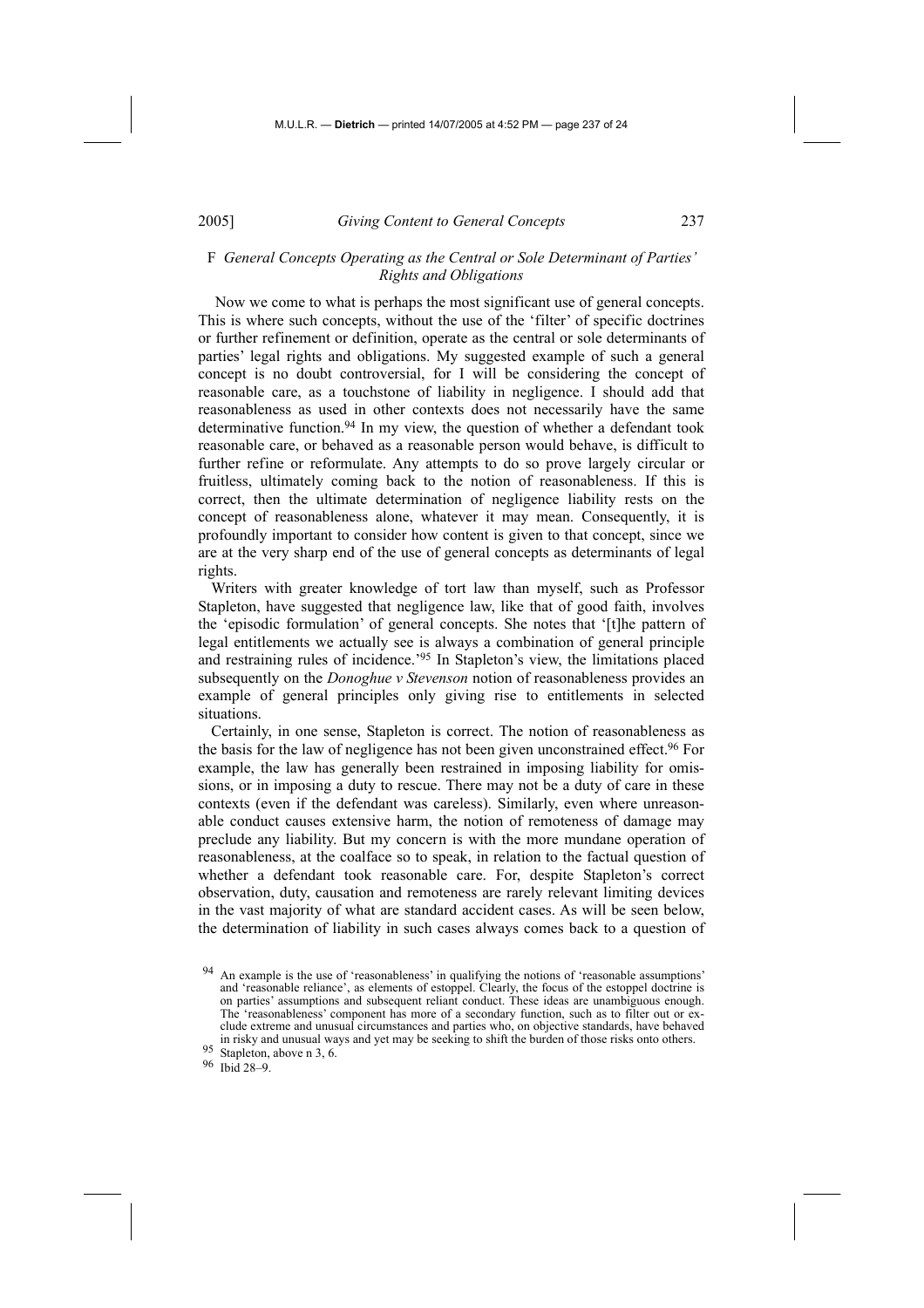### F *General Concepts Operating as the Central or Sole Determinant of Parties' Rights and Obligations*

Now we come to what is perhaps the most significant use of general concepts. This is where such concepts, without the use of the 'filter' of specific doctrines or further refinement or definition, operate as the central or sole determinants of parties' legal rights and obligations. My suggested example of such a general concept is no doubt controversial, for I will be considering the concept of reasonable care, as a touchstone of liability in negligence. I should add that reasonableness as used in other contexts does not necessarily have the same determinative function.[94] In my view, the question of whether a defendant took reasonable care, or behaved as a reasonable person would behave, is difficult to further refine or reformulate. Any attempts to do so prove largely circular or fruitless, ultimately coming back to the notion of reasonableness. If this is correct, then the ultimate determination of negligence liability rests on the concept of reasonableness alone, whatever it may mean. Consequently, it is profoundly important to consider how content is given to that concept, since we are at the very sharp end of the use of general concepts as determinants of legal rights.

Writers with greater knowledge of tort law than myself, such as Professor Stapleton, have suggested that negligence law, like that of good faith, involves the 'episodic formulation' of general concepts. She notes that '[t]he pattern of legal entitlements we actually see is always a combination of general principle and restraining rules of incidence.'[95] In Stapleton's view, the limitations placed subsequently on the *Donoghue v Stevenson* notion of reasonableness provides an example of general principles only giving rise to entitlements in selected situations.

Certainly, in one sense, Stapleton is correct. The notion of reasonableness as the basis for the law of negligence has not been given unconstrained effect.[96] For example, the law has generally been restrained in imposing liability for omissions, or in imposing a duty to rescue. There may not be a duty of care in these contexts (even if the defendant was careless). Similarly, even where unreasonable conduct causes extensive harm, the notion of remoteness of damage may preclude any liability. But my concern is with the more mundane operation of reasonableness, at the coalface so to speak, in relation to the factual question of whether a defendant took reasonable care. For, despite Stapleton's correct observation, duty, causation and remoteness are rarely relevant limiting devices in the vast majority of what are standard accident cases. As will be seen below, the determination of liability in such cases always comes back to a question of

---

[94] An example is the use of 'reasonableness' in qualifying the notions of 'reasonable assumptions' and 'reasonable reliance', as elements of estoppel. Clearly, the focus of the estoppel doctrine is on parties' assumptions and subsequent reliant conduct. These ideas are unambiguous enough. The 'reasonableness' component has more of a secondary function, such as to filter out or exclude extreme and unusual circumstances and parties who, on objective standards, have behaved in risky and unusual ways and yet may be seeking to shift the burden of those risks onto others.

[95] Stapleton, above n 3, 6.

[96] Ibid 28–9.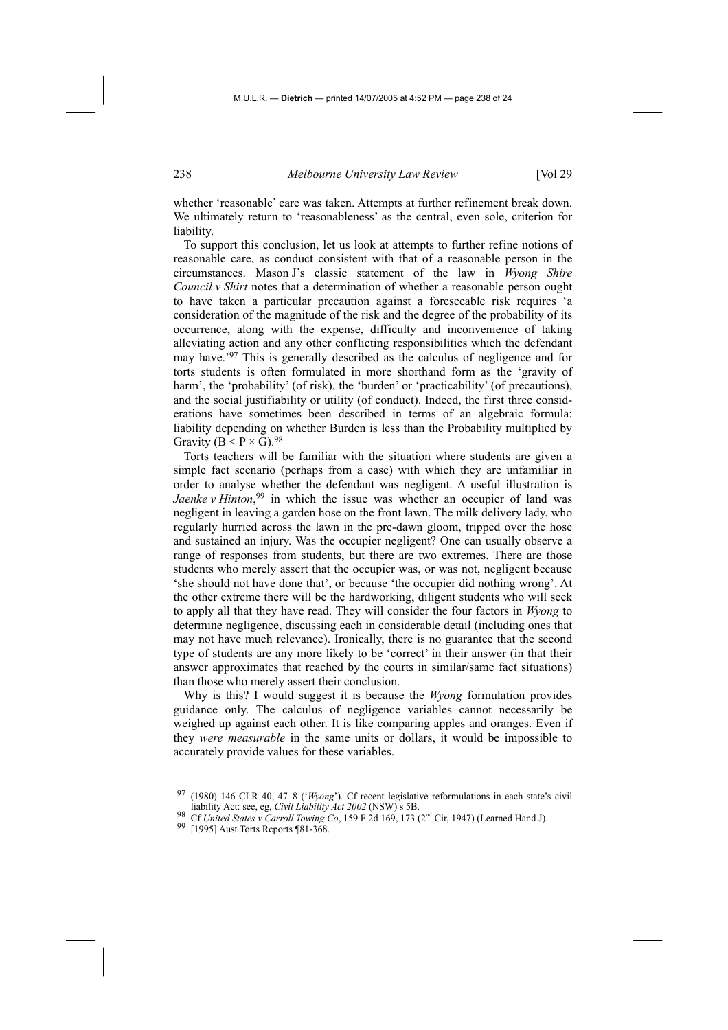whether 'reasonable' care was taken. Attempts at further refinement break down. We ultimately return to 'reasonableness' as the central, even sole, criterion for liability.

To support this conclusion, let us look at attempts to further refine notions of reasonable care, as conduct consistent with that of a reasonable person in the circumstances. Mason J's classic statement of the law in *Wyong Shire Council v Shirt* notes that a determination of whether a reasonable person ought to have taken a particular precaution against a foreseeable risk requires 'a consideration of the magnitude of the risk and the degree of the probability of its occurrence, along with the expense, difficulty and inconvenience of taking alleviating action and any other conflicting responsibilities which the defendant may have.'[97] This is generally described as the calculus of negligence and for torts students is often formulated in more shorthand form as the 'gravity of harm', the 'probability' (of risk), the 'burden' or 'practicability' (of precautions), and the social justifiability or utility (of conduct). Indeed, the first three considerations have sometimes been described in terms of an algebraic formula: liability depending on whether Burden is less than the Probability multiplied by Gravity ($B < P \times G$).[98]

Torts teachers will be familiar with the situation where students are given a simple fact scenario (perhaps from a case) with which they are unfamiliar in order to analyse whether the defendant was negligent. A useful illustration is *Jaenke v Hinton*,[99] in which the issue was whether an occupier of land was negligent in leaving a garden hose on the front lawn. The milk delivery lady, who regularly hurried across the lawn in the pre-dawn gloom, tripped over the hose and sustained an injury. Was the occupier negligent? One can usually observe a range of responses from students, but there are two extremes. There are those students who merely assert that the occupier was, or was not, negligent because 'she should not have done that', or because 'the occupier did nothing wrong'. At the other extreme there will be the hardworking, diligent students who will seek to apply all that they have read. They will consider the four factors in *Wyong* to determine negligence, discussing each in considerable detail (including ones that may not have much relevance). Ironically, there is no guarantee that the second type of students are any more likely to be 'correct' in their answer (in that their answer approximates that reached by the courts in similar/same fact situations) than those who merely assert their conclusion.

Why is this? I would suggest it is because the *Wyong* formulation provides guidance only. The calculus of negligence variables cannot necessarily be weighed up against each other. It is like comparing apples and oranges. Even if they *were measurable* in the same units or dollars, it would be impossible to accurately provide values for these variables.

[97] (1980) 146 CLR 40, 47–8 ('*Wyong*'). Cf recent legislative reformulations in each state's civil liability Act: see, eg, *Civil Liability Act 2002* (NSW) s 5B.

[98] Cf *United States v Carroll Towing Co*, 159 F 2d 169, 173 (2nd Cir, 1947) (Learned Hand J).

[99] [1995] Aust Torts Reports ¶81-368.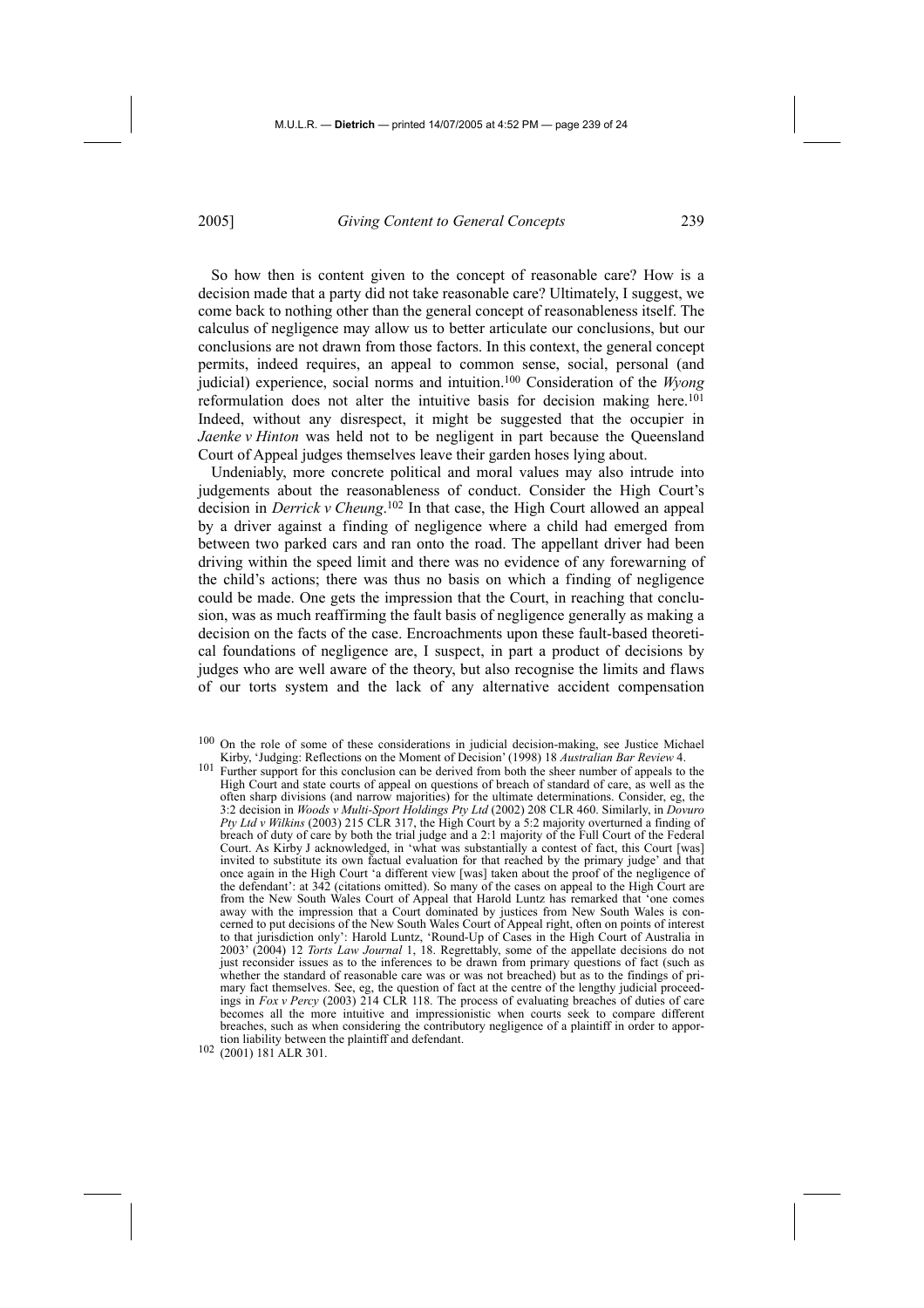So how then is content given to the concept of reasonable care? How is a decision made that a party did not take reasonable care? Ultimately, I suggest, we come back to nothing other than the general concept of reasonableness itself. The calculus of negligence may allow us to better articulate our conclusions, but our conclusions are not drawn from those factors. In this context, the general concept permits, indeed requires, an appeal to common sense, social, personal (and judicial) experience, social norms and intuition.[100] Consideration of the *Wyong* reformulation does not alter the intuitive basis for decision making here.[101] Indeed, without any disrespect, it might be suggested that the occupier in *Jaenke v Hinton* was held not to be negligent in part because the Queensland Court of Appeal judges themselves leave their garden hoses lying about.

Undeniably, more concrete political and moral values may also intrude into judgements about the reasonableness of conduct. Consider the High Court's decision in *Derrick v Cheung*.[102] In that case, the High Court allowed an appeal by a driver against a finding of negligence where a child had emerged from between two parked cars and ran onto the road. The appellant driver had been driving within the speed limit and there was no evidence of any forewarning of the child's actions; there was thus no basis on which a finding of negligence could be made. One gets the impression that the Court, in reaching that conclusion, was as much reaffirming the fault basis of negligence generally as making a decision on the facts of the case. Encroachments upon these fault-based theoretical foundations of negligence are, I suspect, in part a product of decisions by judges who are well aware of the theory, but also recognise the limits and flaws of our torts system and the lack of any alternative accident compensation

---

[100] On the role of some of these considerations in judicial decision-making, see Justice Michael Kirby, 'Judging: Reflections on the Moment of Decision' (1998) 18 *Australian Bar Review* 4.

[101] Further support for this conclusion can be derived from both the sheer number of appeals to the High Court and state courts of appeal on questions of breach of standard of care, as well as the often sharp divisions (and narrow majorities) for the ultimate determinations. Consider, eg, the 3:2 decision in *Woods v Multi-Sport Holdings Pty Ltd* (2002) 208 CLR 460. Similarly, in *Dovuro Pty Ltd v Wilkins* (2003) 215 CLR 317, the High Court by a 5:2 majority overturned a finding of breach of duty of care by both the trial judge and a 2:1 majority of the Full Court of the Federal Court. As Kirby J acknowledged, in 'what was substantially a contest of fact, this Court [was] invited to substitute its own factual evaluation for that reached by the primary judge' and that once again in the High Court 'a different view [was] taken about the proof of the negligence of the defendant': at 342 (citations omitted). So many of the cases on appeal to the High Court are from the New South Wales Court of Appeal that Harold Luntz has remarked that 'one comes away with the impression that a Court dominated by justices from New South Wales is concerned to put decisions of the New South Wales Court of Appeal right, often on points of interest to that jurisdiction only': Harold Luntz, 'Round-Up of Cases in the High Court of Australia in 2003' (2004) 12 *Torts Law Journal* 1, 18. Regrettably, some of the appellate decisions do not just reconsider issues as to the inferences to be drawn from primary questions of fact (such as whether the standard of reasonable care was or was not breached) but as to the findings of primary fact themselves. See, eg, the question of fact at the centre of the lengthy judicial proceedings in *Fox v Percy* (2003) 214 CLR 118. The process of evaluating breaches of duties of care becomes all the more intuitive and impressionistic when courts seek to compare different breaches, such as when considering the contributory negligence of a plaintiff in order to apportion liability between the plaintiff and defendant.

[102] (2001) 181 ALR 301.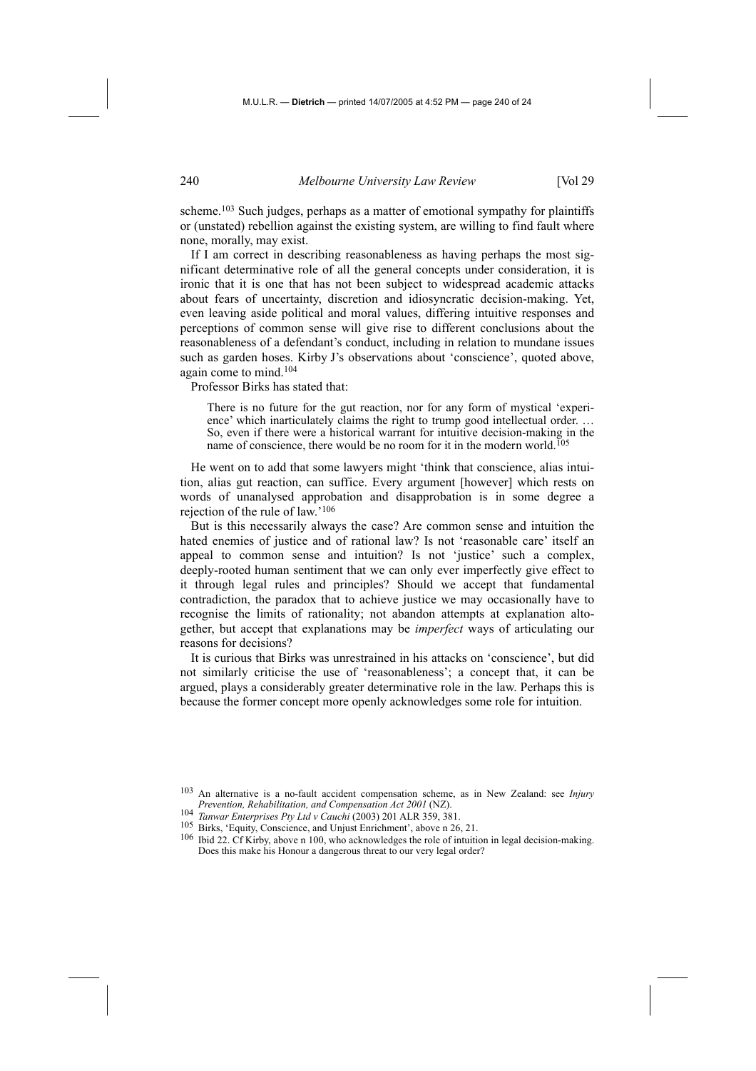scheme.[103] Such judges, perhaps as a matter of emotional sympathy for plaintiffs or (unstated) rebellion against the existing system, are willing to find fault where none, morally, may exist.

If I am correct in describing reasonableness as having perhaps the most significant determinative role of all the general concepts under consideration, it is ironic that it is one that has not been subject to widespread academic attacks about fears of uncertainty, discretion and idiosyncratic decision-making. Yet, even leaving aside political and moral values, differing intuitive responses and perceptions of common sense will give rise to different conclusions about the reasonableness of a defendant's conduct, including in relation to mundane issues such as garden hoses. Kirby J's observations about 'conscience', quoted above, again come to mind.[104]

Professor Birks has stated that:

> There is no future for the gut reaction, nor for any form of mystical 'experience' which inarticulately claims the right to trump good intellectual order. … So, even if there were a historical warrant for intuitive decision-making in the name of conscience, there would be no room for it in the modern world.[105]

He went on to add that some lawyers might 'think that conscience, alias intuition, alias gut reaction, can suffice. Every argument [however] which rests on words of unanalysed approbation and disapprobation is in some degree a rejection of the rule of law.'[106]

But is this necessarily always the case? Are common sense and intuition the hated enemies of justice and of rational law? Is not 'reasonable care' itself an appeal to common sense and intuition? Is not 'justice' such a complex, deeply-rooted human sentiment that we can only ever imperfectly give effect to it through legal rules and principles? Should we accept that fundamental contradiction, the paradox that to achieve justice we may occasionally have to recognise the limits of rationality; not abandon attempts at explanation altogether, but accept that explanations may be *imperfect* ways of articulating our reasons for decisions?

It is curious that Birks was unrestrained in his attacks on 'conscience', but did not similarly criticise the use of 'reasonableness'; a concept that, it can be argued, plays a considerably greater determinative role in the law. Perhaps this is because the former concept more openly acknowledges some role for intuition.

---

[103] An alternative is a no-fault accident compensation scheme, as in New Zealand: see *Injury Prevention, Rehabilitation, and Compensation Act 2001* (NZ).

[104] *Tanwar Enterprises Pty Ltd v Cauchi* (2003) 201 ALR 359, 381.

[105] Birks, 'Equity, Conscience, and Unjust Enrichment', above n 26, 21.

[106] Ibid 22. Cf Kirby, above n 100, who acknowledges the role of intuition in legal decision-making. Does this make his Honour a dangerous threat to our very legal order?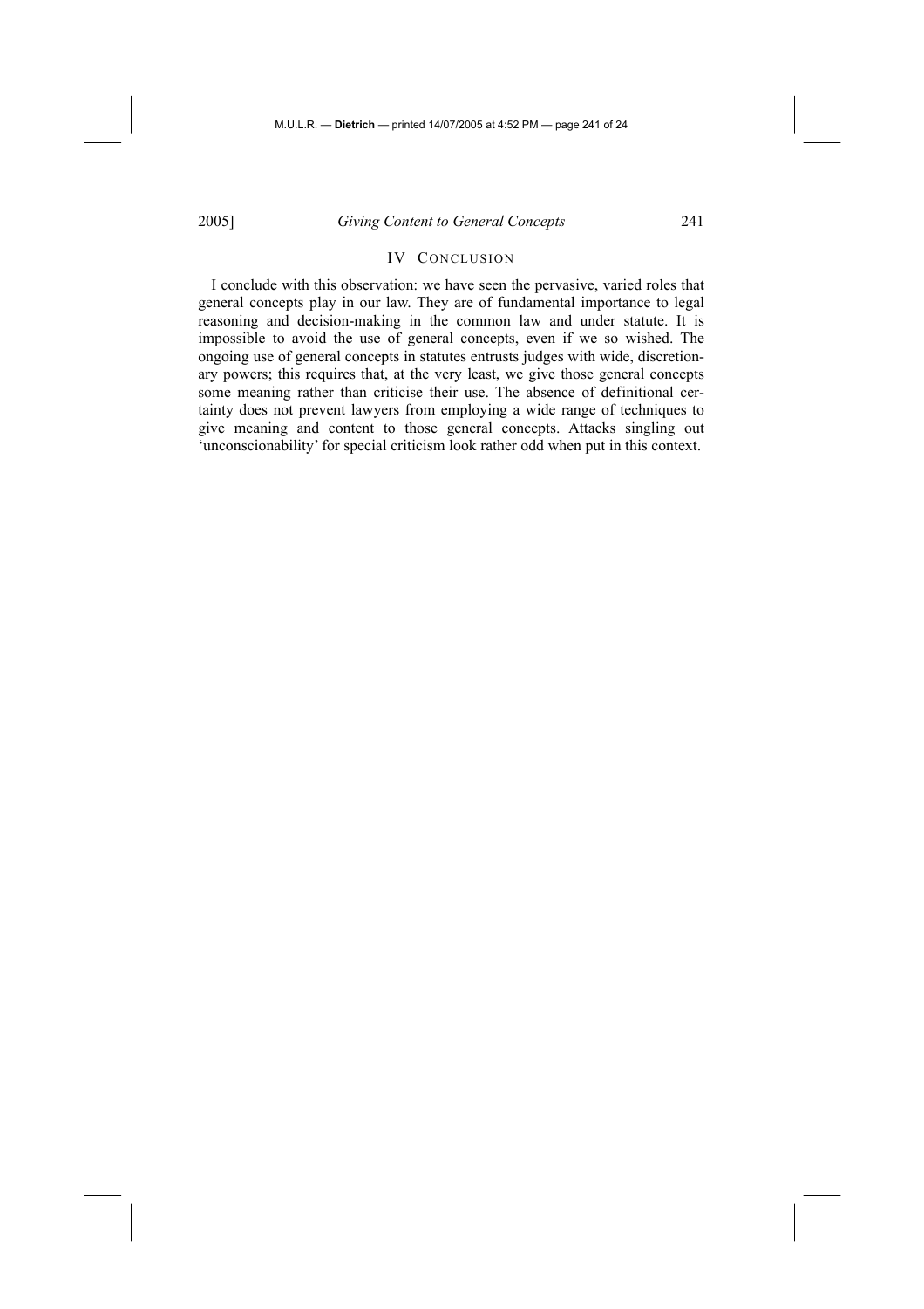## IV Conclusion

I conclude with this observation: we have seen the pervasive, varied roles that general concepts play in our law. They are of fundamental importance to legal reasoning and decision-making in the common law and under statute. It is impossible to avoid the use of general concepts, even if we so wished. The ongoing use of general concepts in statutes entrusts judges with wide, discretionary powers; this requires that, at the very least, we give those general concepts some meaning rather than criticise their use. The absence of definitional certainty does not prevent lawyers from employing a wide range of techniques to give meaning and content to those general concepts. Attacks singling out 'unconscionability' for special criticism look rather odd when put in this context.